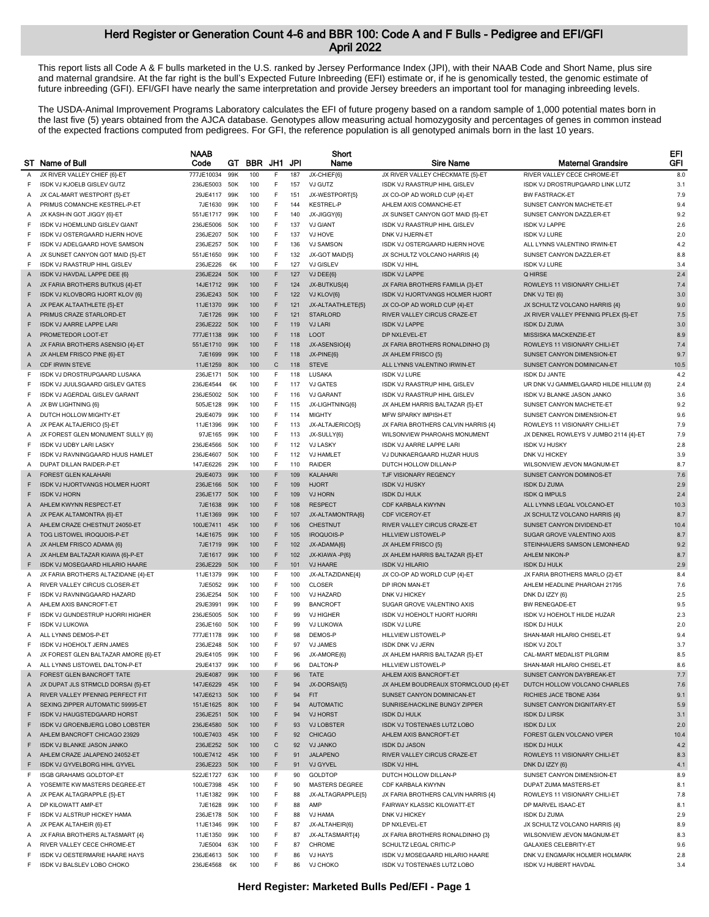# Herd Register or Generation Count 4-6 and BBR 100: Code A and F Bulls - Pedigree and EFI/GFI

## April 2022

This report lists all Code A & F bulls marketed in the U.S. ranked by Jersey Performance Index (JPI), with their NAAB Code and Short Name, plus sire and maternal grandsire. At the far right is the bull's Expected Future Inbreeding (EFI) estimate or, if he is genomically tested, the genomic estimate of future inbreeding (GFI). EFI/GFI have nearly the same interpretation and provide Jersey breeders an important tool for managing inbreeding levels.

The USDA-Animal Improvement Programs Laboratory calculates the EFI of future progeny based on a random sample of 1,000 potential mates born in the last five (5) years obtained from the AJCA database. Genotypes allow measuring actual homozygosity and percentages of genes in common instead of the expected fractions computed from pedigrees. For GFI, the reference population is all genotyped animals born in the last 10 years.

| ST | Name of Bull | NAAB Code | GT | BBR | JH1 | JPI | Short Name | Sire Name | Maternal Grandsire | EFI GFI |
|---|---|---|---|---|---|---|---|---|---|---|
| A | JX RIVER VALLEY CHIEF {6}-ET | 777JE10034 | 99K | 100 | F | 187 | JX-CHIEF{6} | JX RIVER VALLEY CHECKMATE {5}-ET | RIVER VALLEY CECE CHROME-ET | 8.0 |
| F | ISDK VJ KJOELB GISLEV GUTZ | 236JE5003 | 50K | 100 | F | 157 | VJ GUTZ | ISDK VJ RAASTRUP HIHL GISLEV | ISDK VJ DROSTRUPGAARD LINK LUTZ | 3.1 |
| A | JX CAL-MART WESTPORT {5}-ET | 29JE4117 | 99K | 100 | F | 151 | JX-WESTPORT{5} | JX CO-OP AD WORLD CUP {4}-ET | BW FASTRACK-ET | 7.9 |
| A | PRIMUS COMANCHE KESTREL-P-ET | 7JE1630 | 99K | 100 | F | 144 | KESTREL-P | AHLEM AXIS COMANCHE-ET | SUNSET CANYON MACHETE-ET | 9.4 |
| A | JX KASH-IN GOT JIGGY {6}-ET | 551JE1717 | 99K | 100 | F | 140 | JX-JIGGY{6} | JX SUNSET CANYON GOT MAID {5}-ET | SUNSET CANYON DAZZLER-ET | 9.2 |
| F | ISDK VJ HOEMLUND GISLEV GIANT | 236JE5006 | 50K | 100 | F | 137 | VJ GIANT | ISDK VJ RAASTRUP HIHL GISLEV | ISDK VJ LAPPE | 2.6 |
| F | ISDK VJ OSTERGAARD HJERN HOVE | 236JE207 | 50K | 100 | F | 137 | VJ HOVE | DNK VJ HJERN-ET | ISDK VJ LURE | 2.0 |
| F | ISDK VJ ADELGAARD HOVE SAMSON | 236JE257 | 50K | 100 | F | 136 | VJ SAMSON | ISDK VJ OSTERGAARD HJERN HOVE | ALL LYNNS VALENTINO IRWIN-ET | 4.2 |
| A | JX SUNSET CANYON GOT MAID {5}-ET | 551JE1650 | 99K | 100 | F | 132 | JX-GOT MAID{5} | JX SCHULTZ VOLCANO HARRIS {4} | SUNSET CANYON DAZZLER-ET | 8.8 |
| F | ISDK VJ RAASTRUP HIHL GISLEV | 236JE226 | 6K | 100 | F | 127 | VJ GISLEV | ISDK VJ HIHL | ISDK VJ LURE | 3.4 |
| A | ISDK VJ HAVDAL LAPPE DEE {6} | 236JE224 | 50K | 100 | F | 127 | VJ DEE{6} | ISDK VJ LAPPE | Q HIRSE | 2.4 |
| A | JX FARIA BROTHERS BUTKUS {4}-ET | 14JE1712 | 99K | 100 | F | 124 | JX-BUTKUS{4} | JX FARIA BROTHERS FAMILIA {3}-ET | ROWLEYS 11 VISIONARY CHILI-ET | 7.4 |
| F | ISDK VJ KLOVBORG HJORT KLOV {6} | 236JE243 | 50K | 100 | F | 122 | VJ KLOV{6} | ISDK VJ HJORTVANGS HOLMER HJORT | DNK VJ TEI {6} | 3.0 |
| A | JX PEAK ALTAATHLETE {5}-ET | 11JE1370 | 99K | 100 | F | 121 | JX-ALTAATHLETE{5} | JX CO-OP AD WORLD CUP {4}-ET | JX SCHULTZ VOLCANO HARRIS {4} | 9.0 |
| A | PRIMUS CRAZE STARLORD-ET | 7JE1726 | 99K | 100 | F | 121 | STARLORD | RIVER VALLEY CIRCUS CRAZE-ET | JX RIVER VALLEY PFENNIG PFLEX {5}-ET | 7.5 |
| F | ISDK VJ AARRE LAPPE LARI | 236JE222 | 50K | 100 | F | 119 | VJ LARI | ISDK VJ LAPPE | ISDK DJ ZUMA | 3.0 |
| A | PROMETEDOR LOOT-ET | 777JE1138 | 99K | 100 | F | 118 | LOOT | DP NXLEVEL-ET | MISSISKA MACKENZIE-ET | 8.9 |
| A | JX FARIA BROTHERS ASENSIO {4}-ET | 551JE1710 | 99K | 100 | F | 118 | JX-ASENSIO{4} | JX FARIA BROTHERS RONALDINHO {3} | ROWLEYS 11 VISIONARY CHILI-ET | 7.4 |
| A | JX AHLEM FRISCO PINE {6}-ET | 7JE1699 | 99K | 100 | F | 118 | JX-PINE{6} | JX AHLEM FRISCO {5} | SUNSET CANYON DIMENSION-ET | 9.7 |
| A | CDF IRWIN STEVE | 11JE1259 | 80K | 100 | C | 118 | STEVE | ALL LYNNS VALENTINO IRWIN-ET | SUNSET CANYON DOMINICAN-ET | 10.5 |
| F | ISDK VJ DROSTRUPGAARD LUSAKA | 236JE171 | 50K | 100 | F | 118 | LUSAKA | ISDK VJ LURE | ISDK DJ JANTE | 4.2 |
| F | ISDK VJ JUULSGAARD GISLEV GATES | 236JE4544 | 6K | 100 | F | 117 | VJ GATES | ISDK VJ RAASTRUP HIHL GISLEV | UR DNK VJ GAMMELGAARD HILLE HILLUM {0} | 2.4 |
| F | ISDK VJ AGERDAL GISLEV GARANT | 236JE5002 | 50K | 100 | F | 116 | VJ GARANT | ISDK VJ RAASTRUP HIHL GISLEV | ISDK VJ BLANKE JASON JANKO | 3.6 |
| A | JX BW LIGHTNING {6} | 505JE128 | 99K | 100 | F | 115 | JX-LIGHTNING{6} | JX AHLEM HARRIS BALTAZAR {5}-ET | SUNSET CANYON MACHETE-ET | 9.2 |
| A | DUTCH HOLLOW MIGHTY-ET | 29JE4079 | 99K | 100 | F | 114 | MIGHTY | MFW SPARKY IMPISH-ET | SUNSET CANYON DIMENSION-ET | 9.6 |
| A | JX PEAK ALTAJERICO {5}-ET | 11JE1396 | 99K | 100 | F | 113 | JX-ALTAJERICO{5} | JX FARIA BROTHERS CALVIN HARRIS {4} | ROWLEYS 11 VISIONARY CHILI-ET | 7.9 |
| A | JX FOREST GLEN MONUMENT SULLY {6} | 97JE165 | 99K | 100 | F | 113 | JX-SULLY{6} | WILSONVIEW PHAROAHS MONUMENT | JX DENKEL ROWLEYS V JUMBO 2114 {4}-ET | 7.9 |
| F | ISDK VJ UDBY LARI LASKY | 236JE4566 | 50K | 100 | F | 112 | VJ LASKY | ISDK VJ AARRE LAPPE LARI | ISDK VJ HUSKY | 2.8 |
| F | ISDK VJ RAVNINGGAARD HUUS HAMLET | 236JE4607 | 50K | 100 | F | 112 | VJ HAMLET | VJ DUNKAERGAARD HUZAR HUUS | DNK VJ HICKEY | 3.9 |
| A | DUPAT DILLAN RAIDER-P-ET | 147JE6226 | 29K | 100 | F | 110 | RAIDER | DUTCH HOLLOW DILLAN-P | WILSONVIEW JEVON MAGNUM-ET | 8.7 |
| A | FOREST GLEN KALAHARI | 29JE4073 | 99K | 100 | F | 109 | KALAHARI | TJF VISIONARY REGENCY | SUNSET CANYON DOMINOS-ET | 7.6 |
| F | ISDK VJ HJORTVANGS HOLMER HJORT | 236JE166 | 50K | 100 | F | 109 | HJORT | ISDK VJ HUSKY | ISDK DJ ZUMA | 2.9 |
| F | ISDK VJ HORN | 236JE177 | 50K | 100 | F | 109 | VJ HORN | ISDK DJ HULK | ISDK Q IMPULS | 2.4 |
| A | AHLEM KWYNN RESPECT-ET | 7JE1638 | 99K | 100 | F | 108 | RESPECT | CDF KARBALA KWYNN | ALL LYNNS LEGAL VOLCANO-ET | 10.3 |
| A | JX PEAK ALTAMONTRA {6}-ET | 11JE1369 | 99K | 100 | F | 107 | JX-ALTAMONTRA{6} | CDF VICEROY-ET | JX SCHULTZ VOLCANO HARRIS {4} | 8.7 |
| A | AHLEM CRAZE CHESTNUT 24050-ET | 100JE7411 | 45K | 100 | F | 106 | CHESTNUT | RIVER VALLEY CIRCUS CRAZE-ET | SUNSET CANYON DIVIDEND-ET | 10.4 |
| A | TOG LISTOWEL IROQUOIS-P-ET | 14JE1675 | 99K | 100 | F | 105 | IROQUOIS-P | HILLVIEW LISTOWEL-P | SUGAR GROVE VALENTINO AXIS | 8.7 |
| A | JX AHLEM FRISCO ADAMA {6} | 7JE1719 | 99K | 100 | F | 102 | JX-ADAMA{6} | JX AHLEM FRISCO {5} | STEINHAUERS SAMSON LEMONHEAD | 9.2 |
| A | JX AHLEM BALTAZAR KIAWA {6}-P-ET | 7JE1617 | 99K | 100 | F | 102 | JX-KIAWA -P{6} | JX AHLEM HARRIS BALTAZAR {5}-ET | AHLEM NIKON-P | 8.7 |
| F | ISDK VJ MOSEGAARD HILARIO HAARE | 236JE229 | 50K | 100 | F | 101 | VJ HAARE | ISDK VJ HILARIO | ISDK DJ HULK | 2.9 |
| A | JX FARIA BROTHERS ALTAZIDANE {4}-ET | 11JE1379 | 99K | 100 | F | 100 | JX-ALTAZIDANE{4} | JX CO-OP AD WORLD CUP {4}-ET | JX FARIA BROTHERS MARLO {2}-ET | 8.4 |
| A | RIVER VALLEY CIRCUS CLOSER-ET | 7JE5052 | 99K | 100 | F | 100 | CLOSER | DP IRON MAN-ET | AHLEM HEADLINE PHAROAH 21795 | 7.6 |
| F | ISDK VJ RAVNINGGAARD HAZARD | 236JE254 | 50K | 100 | F | 100 | VJ HAZARD | DNK VJ HICKEY | DNK DJ IZZY {6} | 2.5 |
| A | AHLEM AXIS BANCROFT-ET | 29JE3991 | 99K | 100 | F | 99 | BANCROFT | SUGAR GROVE VALENTINO AXIS | BW RENEGADE-ET | 9.5 |
| F | ISDK VJ GUNDESTRUP HJORRI HIGHER | 236JE5005 | 50K | 100 | F | 99 | VJ HIGHER | ISDK VJ HOEHOLT HJORT HJORRI | ISDK VJ HOEHOLT HILDE HUZAR | 2.3 |
| F | ISDK VJ LUKOWA | 236JE160 | 50K | 100 | F | 99 | VJ LUKOWA | ISDK VJ LURE | ISDK DJ HULK | 2.0 |
| A | ALL LYNNS DEMOS-P-ET | 777JE1178 | 99K | 100 | F | 98 | DEMOS-P | HILLVIEW LISTOWEL-P | SHAN-MAR HILARIO CHISEL-ET | 9.4 |
| F | ISDK VJ HOEHOLT JERN JAMES | 236JE248 | 50K | 100 | F | 97 | VJ JAMES | ISDK DNK VJ JERN | ISDK VJ ZOLT | 3.7 |
| A | JX FOREST GLEN BALTAZAR AMORE {6}-ET | 29JE4105 | 99K | 100 | F | 96 | JX-AMORE{6} | JX AHLEM HARRIS BALTAZAR {5}-ET | CAL-MART MEDALIST PILGRIM | 8.5 |
| A | ALL LYNNS LISTOWEL DALTON-P-ET | 29JE4137 | 99K | 100 | F | 96 | DALTON-P | HILLVIEW LISTOWEL-P | SHAN-MAR HILARIO CHISEL-ET | 8.6 |
| A | FOREST GLEN BANCROFT TATE | 29JE4087 | 99K | 100 | F | 96 | TATE | AHLEM AXIS BANCROFT-ET | SUNSET CANYON DAYBREAK-ET | 7.7 |
| A | JX DUPAT JLS STRMCLD DORSAI {5}-ET | 147JE6229 | 45K | 100 | F | 94 | JX-DORSAI{5} | JX AHLEM BOUDREAUX STORMCLOUD {4}-ET | DUTCH HOLLOW VOLCANO CHARLES | 7.6 |
| A | RIVER VALLEY PFENNIG PERFECT FIT | 147JE6213 | 50K | 100 | F | 94 | FIT | SUNSET CANYON DOMINICAN-ET | RICHIES JACE TBONE A364 | 9.1 |
| A | SEXING ZIPPER AUTOMATIC 59995-ET | 151JE1625 | 80K | 100 | F | 94 | AUTOMATIC | SUNRISE/HACKLINE BUNGY ZIPPER | SUNSET CANYON DIGNITARY-ET | 5.9 |
| F | ISDK VJ HAUGSTEDGAARD HORST | 236JE251 | 50K | 100 | F | 94 | VJ HORST | ISDK DJ HULK | ISDK DJ LIRSK | 3.1 |
| F | ISDK VJ GROENBJERG LOBO LOBSTER | 236JE4580 | 50K | 100 | F | 93 | VJ LOBSTER | ISDK VJ TOSTENAES LUTZ LOBO | ISDK DJ LIX | 2.0 |
| A | AHLEM BANCROFT CHICAGO 23929 | 100JE7403 | 45K | 100 | F | 92 | CHICAGO | AHLEM AXIS BANCROFT-ET | FOREST GLEN VOLCANO VIPER | 10.4 |
| F | ISDK VJ BLANKE JASON JANKO | 236JE252 | 50K | 100 | C | 92 | VJ JANKO | ISDK DJ JASON | ISDK DJ HULK | 4.2 |
| A | AHLEM CRAZE JALAPENO 24052-ET | 100JE7412 | 45K | 100 | F | 91 | JALAPENO | RIVER VALLEY CIRCUS CRAZE-ET | ROWLEYS 11 VISIONARY CHILI-ET | 8.3 |
| F | ISDK VJ GYVELBORG HIHL GYVEL | 236JE223 | 50K | 100 | F | 91 | VJ GYVEL | ISDK VJ HIHL | DNK DJ IZZY {6} | 4.1 |
| F | ISGB GRAHAMS GOLDTOP-ET | 522JE1727 | 63K | 100 | F | 90 | GOLDTOP | DUTCH HOLLOW DILLAN-P | SUNSET CANYON DIMENSION-ET | 8.9 |
| A | YOSEMITE KW MASTERS DEGREE-ET | 100JE7398 | 45K | 100 | F | 90 | MASTERS DEGREE | CDF KARBALA KWYNN | DUPAT ZUMA MASTERS-ET | 8.1 |
| A | JX PEAK ALTAGRAPPLE {5}-ET | 11JE1382 | 99K | 100 | F | 88 | JX-ALTAGRAPPLE{5} | JX FARIA BROTHERS CALVIN HARRIS {4} | ROWLEYS 11 VISIONARY CHILI-ET | 7.8 |
| A | DP KILOWATT AMP-ET | 7JE1628 | 99K | 100 | F | 88 | AMP | FAIRWAY KLASSIC KILOWATT-ET | DP MARVEL ISAAC-ET | 8.1 |
| F | ISDK VJ ALSTRUP HICKEY HAMA | 236JE178 | 50K | 100 | F | 88 | VJ HAMA | DNK VJ HICKEY | ISDK DJ ZUMA | 2.9 |
| A | JX PEAK ALTAHEIR {6}-ET | 11JE1346 | 99K | 100 | F | 87 | JX-ALTAHEIR{6} | DP NXLEVEL-ET | JX SCHULTZ VOLCANO HARRIS {4} | 8.9 |
| A | JX FARIA BROTHERS ALTASMART {4} | 11JE1350 | 99K | 100 | F | 87 | JX-ALTASMART{4} | JX FARIA BROTHERS RONALDINHO {3} | WILSONVIEW JEVON MAGNUM-ET | 8.3 |
| A | RIVER VALLEY CECE CHROME-ET | 7JE5004 | 63K | 100 | F | 87 | CHROME | SCHULTZ LEGAL CRITIC-P | GALAXIES CELEBRITY-ET | 9.6 |
| F | ISDK VJ OESTERMARIE HAARE HAYS | 236JE4613 | 50K | 100 | F | 86 | VJ HAYS | ISDK VJ MOSEGAARD HILARIO HAARE | DNK VJ ENGMARK HOLMER HOLMARK | 2.8 |
| F | ISDK VJ BALSLEV LOBO CHOKO | 236JE4568 | 6K | 100 | F | 86 | VJ CHOKO | ISDK VJ TOSTENAES LUTZ LOBO | ISDK VJ HUBERT HAVDAL | 3.4 |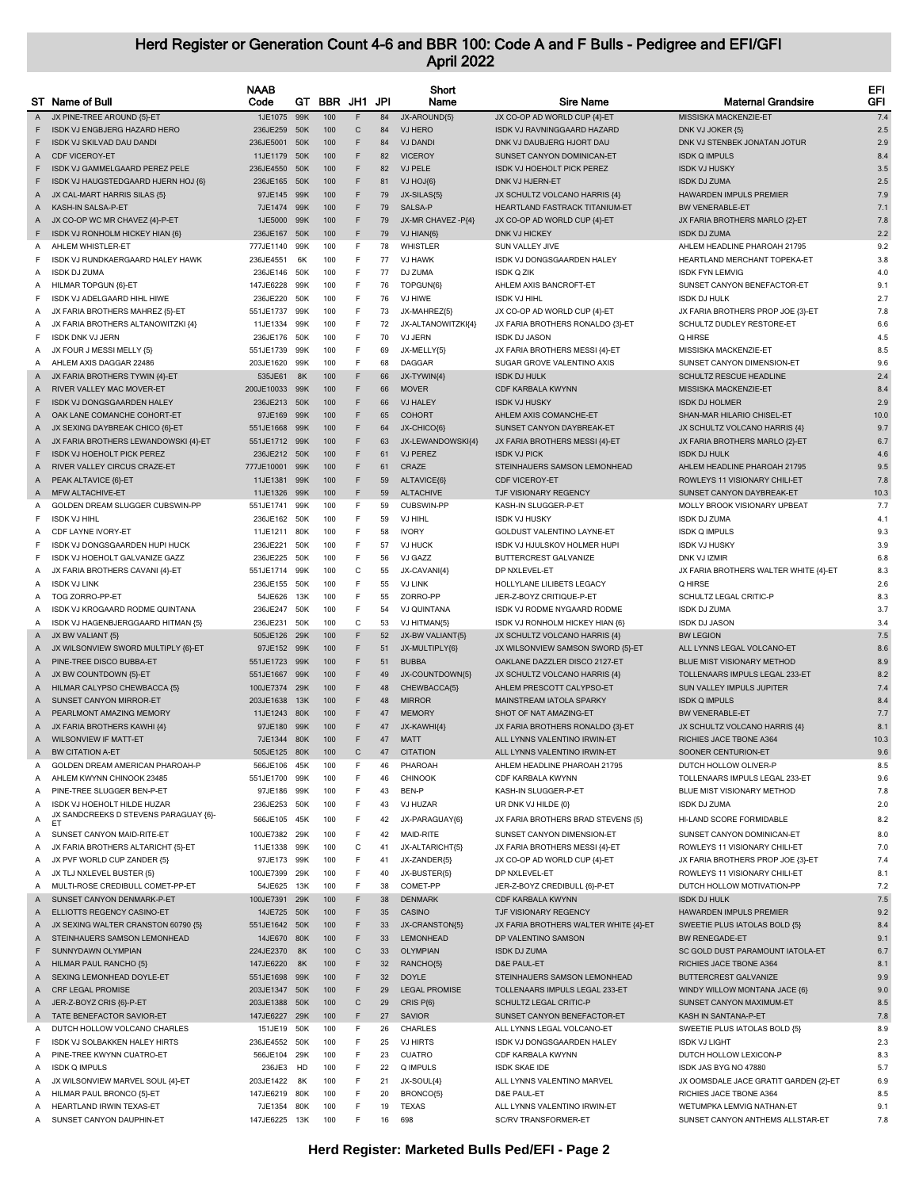# Herd Register or Generation Count 4-6 and BBR 100: Code A and F Bulls - Pedigree and EFI/GFI
## April 2022

| ST | Name of Bull | NAAB Code | GT | BBR | JH1 | JPI | Short Name | Sire Name | Maternal Grandsire | EFI GFI |
|---|---|---|---|---|---|---|---|---|---|---|
| A | JX PINE-TREE AROUND {5}-ET | 1JE1075 | 99K | 100 | F | 84 | JX-AROUND{5} | JX CO-OP AD WORLD CUP {4}-ET | MISSISKA MACKENZIE-ET | 7.4 |
| F | ISDK VJ ENGBJERG HAZARD HERO | 236JE259 | 50K | 100 | C | 84 | VJ HERO | ISDK VJ RAVNINGGAARD HAZARD | DNK VJ JOKER {5} | 2.5 |
| F | ISDK VJ SKILVAD DAU DANDI | 236JE5001 | 50K | 100 | F | 84 | VJ DANDI | DNK VJ DAUBJERG HJORT DAU | DNK VJ STENBEK JONATAN JOTUR | 2.9 |
| A | CDF VICEROY-ET | 11JE1179 | 50K | 100 | F | 82 | VICEROY | SUNSET CANYON DOMINICAN-ET | ISDK Q IMPULS | 8.4 |
| F | ISDK VJ GAMMELGAARD PEREZ PELE | 236JE4550 | 50K | 100 | F | 82 | VJ PELE | ISDK VJ HOEHOLT PICK PEREZ | ISDK VJ HUSKY | 3.5 |
| F | ISDK VJ HAUGSTEDGAARD HJERN HOJ {6} | 236JE165 | 50K | 100 | F | 81 | VJ HOJ{6} | DNK VJ HJERN-ET | ISDK DJ ZUMA | 2.5 |
| A | JX CAL-MART HARRIS SILAS {5} | 97JE145 | 99K | 100 | F | 79 | JX-SILAS{5} | JX SCHULTZ VOLCANO HARRIS {4} | HAWARDEN IMPULS PREMIER | 7.9 |
| A | KASH-IN SALSA-P-ET | 7JE1474 | 99K | 100 | F | 79 | SALSA-P | HEARTLAND FASTRACK TITANIUM-ET | BW VENERABLE-ET | 7.1 |
| A | JX CO-OP WC MR CHAVEZ {4}-P-ET | 1JE5000 | 99K | 100 | F | 79 | JX-MR CHAVEZ -P{4} | JX CO-OP AD WORLD CUP {4}-ET | JX FARIA BROTHERS MARLO {2}-ET | 7.8 |
| F | ISDK VJ RONHOLM HICKEY HIAN {6} | 236JE167 | 50K | 100 | F | 79 | VJ HIAN{6} | DNK VJ HICKEY | ISDK DJ ZUMA | 2.2 |
| A | AHLEM WHISTLER-ET | 777JE1140 | 99K | 100 | F | 78 | WHISTLER | SUN VALLEY JIVE | AHLEM HEADLINE PHAROAH 21795 | 9.2 |
| F | ISDK VJ RUNDKAERGAARD HALEY HAWK | 236JE4551 | 6K | 100 | F | 77 | VJ HAWK | ISDK VJ DONGSGAARDEN HALEY | HEARTLAND MERCHANT TOPEKA-ET | 3.8 |
| A | ISDK DJ ZUMA | 236JE146 | 50K | 100 | F | 77 | DJ ZUMA | ISDK Q ZIK | ISDK FYN LEMVIG | 4.0 |
| A | HILMAR TOPGUN {6}-ET | 147JE6228 | 99K | 100 | F | 76 | TOPGUN{6} | AHLEM AXIS BANCROFT-ET | SUNSET CANYON BENEFACTOR-ET | 9.1 |
| F | ISDK VJ ADELGAARD HIHL HIWE | 236JE220 | 50K | 100 | F | 76 | VJ HIWE | ISDK VJ HIHL | ISDK DJ HULK | 2.7 |
| A | JX FARIA BROTHERS MAHREZ {5}-ET | 551JE1737 | 99K | 100 | F | 73 | JX-MAHREZ{5} | JX CO-OP AD WORLD CUP {4}-ET | JX FARIA BROTHERS PROP JOE {3}-ET | 7.8 |
| A | JX FARIA BROTHERS ALTANOWITZKI {4} | 11JE1334 | 99K | 100 | F | 72 | JX-ALTANOWITZKI{4} | JX FARIA BROTHERS RONALDO {3}-ET | SCHULTZ DUDLEY RESTORE-ET | 6.6 |
| F | ISDK DNK VJ JERN | 236JE176 | 50K | 100 | F | 70 | VJ JERN | ISDK DJ JASON | Q HIRSE | 4.5 |
| A | JX FOUR J MESSI MELLY {5} | 551JE1739 | 99K | 100 | F | 69 | JX-MELLY{5} | JX FARIA BROTHERS MESSI {4}-ET | MISSISKA MACKENZIE-ET | 8.5 |
| A | AHLEM AXIS DAGGAR 22486 | 203JE1620 | 99K | 100 | F | 68 | DAGGAR | SUGAR GROVE VALENTINO AXIS | SUNSET CANYON DIMENSION-ET | 9.6 |
| A | JX FARIA BROTHERS TYWIN {4}-ET | 535JE61 | 8K | 100 | F | 66 | JX-TYWIN{4} | ISDK DJ HULK | SCHULTZ RESCUE HEADLINE | 2.4 |
| A | RIVER VALLEY MAC MOVER-ET | 200JE10033 | 99K | 100 | F | 66 | MOVER | CDF KARBALA KWYNN | MISSISKA MACKENZIE-ET | 8.4 |
| F | ISDK VJ DONGSGAARDEN HALEY | 236JE213 | 50K | 100 | F | 66 | VJ HALEY | ISDK VJ HUSKY | ISDK DJ HOLMER | 2.9 |
| A | OAK LANE COMANCHE COHORT-ET | 97JE169 | 99K | 100 | F | 65 | COHORT | AHLEM AXIS COMANCHE-ET | SHAN-MAR HILARIO CHISEL-ET | 10.0 |
| A | JX SEXING DAYBREAK CHICO {6}-ET | 551JE1668 | 99K | 100 | F | 64 | JX-CHICO{6} | SUNSET CANYON DAYBREAK-ET | JX SCHULTZ VOLCANO HARRIS {4} | 9.7 |
| A | JX FARIA BROTHERS LEWANDOWSKI {4}-ET | 551JE1712 | 99K | 100 | F | 63 | JX-LEWANDOWSKI{4} | JX FARIA BROTHERS MESSI {4}-ET | JX FARIA BROTHERS MARLO {2}-ET | 6.7 |
| F | ISDK VJ HOEHOLT PICK PEREZ | 236JE212 | 50K | 100 | F | 61 | VJ PEREZ | ISDK VJ PICK | ISDK DJ HULK | 4.6 |
| A | RIVER VALLEY CIRCUS CRAZE-ET | 777JE10001 | 99K | 100 | F | 61 | CRAZE | STEINHAUERS SAMSON LEMONHEAD | AHLEM HEADLINE PHAROAH 21795 | 9.5 |
| A | PEAK ALTAVICE {6}-ET | 11JE1381 | 99K | 100 | F | 59 | ALTAVICE{6} | CDF VICEROY-ET | ROWLEYS 11 VISIONARY CHILI-ET | 7.8 |
| A | MFW ALTACHIVE-ET | 11JE1326 | 99K | 100 | F | 59 | ALTACHIVE | TJF VISIONARY REGENCY | SUNSET CANYON DAYBREAK-ET | 10.3 |
| A | GOLDEN DREAM SLUGGER CUBSWIN-PP | 551JE1741 | 99K | 100 | F | 59 | CUBSWIN-PP | KASH-IN SLUGGER-P-ET | MOLLY BROOK VISIONARY UPBEAT | 7.7 |
| F | ISDK VJ HIHL | 236JE162 | 50K | 100 | F | 59 | VJ HIHL | ISDK VJ HUSKY | ISDK DJ ZUMA | 4.1 |
| A | CDF LAYNE IVORY-ET | 11JE1211 | 80K | 100 | F | 58 | IVORY | GOLDUST VALENTINO LAYNE-ET | ISDK Q IMPULS | 9.3 |
| F | ISDK VJ DONGSGAARDEN HUPI HUCK | 236JE221 | 50K | 100 | F | 57 | VJ HUCK | ISDK VJ HJULSKOV HOLMER HUPI | ISDK VJ HUSKY | 3.9 |
| F | ISDK VJ HOEHOLT GALVANIZE GAZZ | 236JE225 | 50K | 100 | F | 56 | VJ GAZZ | BUTTERCREST GALVANIZE | DNK VJ IZMIR | 6.8 |
| A | JX FARIA BROTHERS CAVANI {4}-ET | 551JE1714 | 99K | 100 | C | 55 | JX-CAVANI{4} | DP NXLEVEL-ET | JX FARIA BROTHERS WALTER WHITE {4}-ET | 8.3 |
| A | ISDK VJ LINK | 236JE155 | 50K | 100 | F | 55 | VJ LINK | HOLLYLANE LILIBETS LEGACY | Q HIRSE | 2.6 |
| A | TOG ZORRO-PP-ET | 54JE626 | 13K | 100 | F | 55 | ZORRO-PP | JER-Z-BOYZ CRITIQUE-P-ET | SCHULTZ LEGAL CRITIC-P | 8.3 |
| A | ISDK VJ KROGAARD RODME QUINTANA | 236JE247 | 50K | 100 | F | 54 | VJ QUINTANA | ISDK VJ RODME NYGAARD RODME | ISDK DJ ZUMA | 3.7 |
| A | ISDK VJ HAGENBJERGGAARD HITMAN {5} | 236JE231 | 50K | 100 | C | 53 | VJ HITMAN{5} | ISDK VJ RONHOLM HICKEY HIAN {6} | ISDK DJ JASON | 3.4 |
| A | JX BW VALIANT {5} | 505JE126 | 29K | 100 | F | 52 | JX-BW VALIANT{5} | JX SCHULTZ VOLCANO HARRIS {4} | BW LEGION | 7.5 |
| A | JX WILSONVIEW SWORD MULTIPLY {6}-ET | 97JE152 | 99K | 100 | F | 51 | JX-MULTIPLY{6} | JX WILSONVIEW SAMSON SWORD {5}-ET | ALL LYNNS LEGAL VOLCANO-ET | 8.6 |
| A | PINE-TREE DISCO BUBBA-ET | 551JE1723 | 99K | 100 | F | 51 | BUBBA | OAKLANE DAZZLER DISCO 2127-ET | BLUE MIST VISIONARY METHOD | 8.9 |
| A | JX BW COUNTDOWN {5}-ET | 551JE1667 | 99K | 100 | F | 49 | JX-COUNTDOWN{5} | JX SCHULTZ VOLCANO HARRIS {4} | TOLLENAARS IMPULS LEGAL 233-ET | 8.2 |
| A | HILMAR CALYPSO CHEWBACCA {5} | 100JE7374 | 29K | 100 | F | 48 | CHEWBACCA{5} | AHLEM PRESCOTT CALYPSO-ET | SUN VALLEY IMPULS JUPITER | 7.4 |
| A | SUNSET CANYON MIRROR-ET | 203JE1638 | 13K | 100 | F | 48 | MIRROR | MAINSTREAM IATOLA SPARKY | ISDK Q IMPULS | 8.4 |
| A | PEARLMONT AMAZING MEMORY | 11JE1243 | 80K | 100 | F | 47 | MEMORY | SHOT OF NAT AMAZING-ET | BW VENERABLE-ET | 7.7 |
| A | JX FARIA BROTHERS KAWHI {4} | 97JE180 | 99K | 100 | F | 47 | JX-KAWHI{4} | JX FARIA BROTHERS RONALDO {3}-ET | JX SCHULTZ VOLCANO HARRIS {4} | 8.1 |
| A | WILSONVIEW IF MATT-ET | 7JE1344 | 80K | 100 | F | 47 | MATT | ALL LYNNS VALENTINO IRWIN-ET | RICHIES JACE TBONE A364 | 10.3 |
| A | BW CITATION A-ET | 505JE125 | 80K | 100 | C | 47 | CITATION | ALL LYNNS VALENTINO IRWIN-ET | SOONER CENTURION-ET | 9.6 |
| A | GOLDEN DREAM AMERICAN PHAROAH-P | 566JE106 | 45K | 100 | F | 46 | PHAROAH | AHLEM HEADLINE PHAROAH 21795 | DUTCH HOLLOW OLIVER-P | 8.5 |
| A | AHLEM KWYNN CHINOOK 23485 | 551JE1700 | 99K | 100 | F | 46 | CHINOOK | CDF KARBALA KWYNN | TOLLENAARS IMPULS LEGAL 233-ET | 9.6 |
| A | PINE-TREE SLUGGER BEN-P-ET | 97JE186 | 99K | 100 | F | 43 | BEN-P | KASH-IN SLUGGER-P-ET | BLUE MIST VISIONARY METHOD | 7.8 |
| A | ISDK VJ HOEHOLT HILDE HUZAR | 236JE253 | 50K | 100 | F | 43 | VJ HUZAR | UR DNK VJ HILDE {0} | ISDK DJ ZUMA | 2.0 |
| A | JX SANDCREEKS D STEVENS PARAGUAY {6}-ET | 566JE105 | 45K | 100 | F | 42 | JX-PARAGUAY{6} | JX FARIA BROTHERS BRAD STEVENS {5} | HI-LAND SCORE FORMIDABLE | 8.2 |
| A | SUNSET CANYON MAID-RITE-ET | 100JE7382 | 29K | 100 | F | 42 | MAID-RITE | SUNSET CANYON DIMENSION-ET | SUNSET CANYON DOMINICAN-ET | 8.0 |
| A | JX FARIA BROTHERS ALTARICHT {5}-ET | 11JE1338 | 99K | 100 | C | 41 | JX-ALTARICHT{5} | JX FARIA BROTHERS MESSI {4}-ET | ROWLEYS 11 VISIONARY CHILI-ET | 7.0 |
| A | JX PVF WORLD CUP ZANDER {5} | 97JE173 | 99K | 100 | F | 41 | JX-ZANDER{5} | JX CO-OP AD WORLD CUP {4}-ET | JX FARIA BROTHERS PROP JOE {3}-ET | 7.4 |
| A | JX TLJ NXLEVEL BUSTER {5} | 100JE7399 | 29K | 100 | F | 40 | JX-BUSTER{5} | DP NXLEVEL-ET | ROWLEYS 11 VISIONARY CHILI-ET | 8.1 |
| A | MULTI-ROSE CREDIBULL COMET-PP-ET | 54JE625 | 13K | 100 | F | 38 | COMET-PP | JER-Z-BOYZ CREDIBULL {6}-P-ET | DUTCH HOLLOW MOTIVATION-PP | 7.2 |
| A | SUNSET CANYON DENMARK-P-ET | 100JE7391 | 29K | 100 | F | 38 | DENMARK | CDF KARBALA KWYNN | ISDK DJ HULK | 7.5 |
| A | ELLIOTTS REGENCY CASINO-ET | 14JE725 | 50K | 100 | F | 35 | CASINO | TJF VISIONARY REGENCY | HAWARDEN IMPULS PREMIER | 9.2 |
| A | JX SEXING WALTER CRANSTON 60790 {5} | 551JE1642 | 50K | 100 | F | 33 | JX-CRANSTON{5} | JX FARIA BROTHERS WALTER WHITE {4}-ET | SWEETIE PLUS IATOLAS BOLD {5} | 8.4 |
| A | STEINHAUERS SAMSON LEMONHEAD | 14JE670 | 80K | 100 | F | 33 | LEMONHEAD | DP VALENTINO SAMSON | BW RENEGADE-ET | 9.1 |
| F | SUNNYDAWN OLYMPIAN | 224JE2370 | 8K | 100 | C | 33 | OLYMPIAN | ISDK DJ ZUMA | SC GOLD DUST PARAMOUNT IATOLA-ET | 6.7 |
| A | HILMAR PAUL RANCHO {5} | 147JE6220 | 8K | 100 | F | 32 | RANCHO{5} | D&E PAUL-ET | RICHIES JACE TBONE A364 | 8.1 |
| A | SEXING LEMONHEAD DOYLE-ET | 551JE1698 | 99K | 100 | F | 32 | DOYLE | STEINHAUERS SAMSON LEMONHEAD | BUTTERCREST GALVANIZE | 9.9 |
| A | CRF LEGAL PROMISE | 203JE1347 | 50K | 100 | F | 29 | LEGAL PROMISE | TOLLENAARS IMPULS LEGAL 233-ET | WINDY WILLOW MONTANA JACE {6} | 9.0 |
| A | JER-Z-BOYZ CRIS {6}-P-ET | 203JE1388 | 50K | 100 | C | 29 | CRIS P{6} | SCHULTZ LEGAL CRITIC-P | SUNSET CANYON MAXIMUM-ET | 8.5 |
| A | TATE BENEFACTOR SAVIOR-ET | 147JE6227 | 29K | 100 | F | 27 | SAVIOR | SUNSET CANYON BENEFACTOR-ET | KASH IN SANTANA-P-ET | 7.8 |
| A | DUTCH HOLLOW VOLCANO CHARLES | 151JE19 | 50K | 100 | F | 26 | CHARLES | ALL LYNNS LEGAL VOLCANO-ET | SWEETIE PLUS IATOLAS BOLD {5} | 8.9 |
| F | ISDK VJ SOLBAKKEN HALEY HIRTS | 236JE4552 | 50K | 100 | F | 25 | VJ HIRTS | ISDK VJ DONGSGAARDEN HALEY | ISDK VJ LIGHT | 2.3 |
| A | PINE-TREE KWYNN CUATRO-ET | 566JE104 | 29K | 100 | F | 23 | CUATRO | CDF KARBALA KWYNN | DUTCH HOLLOW LEXICON-P | 8.3 |
| A | ISDK Q IMPULS | 236JE3 | HD | 100 | F | 22 | Q IMPULS | ISDK SKAE IDE | ISDK JAS BYG NO 47880 | 5.7 |
| A | JX WILSONVIEW MARVEL SOUL {4}-ET | 203JE1422 | 8K | 100 | F | 21 | JX-SOUL{4} | ALL LYNNS VALENTINO MARVEL | JX OOMSDALE JACE GRATIT GARDEN {2}-ET | 6.9 |
| A | HILMAR PAUL BRONCO {5}-ET | 147JE6219 | 80K | 100 | F | 20 | BRONCO{5} | D&E PAUL-ET | RICHIES JACE TBONE A364 | 8.5 |
| A | HEARTLAND IRWIN TEXAS-ET | 7JE1354 | 80K | 100 | F | 19 | TEXAS | ALL LYNNS VALENTINO IRWIN-ET | WETUMPKA LEMVIG NATHAN-ET | 9.1 |
| A | SUNSET CANYON DAUPHIN-ET | 147JE6225 | 13K | 100 | F | 16 | 698 | SC/RV TRANSFORMER-ET | SUNSET CANYON ANTHEMS ALLSTAR-ET | 7.8 |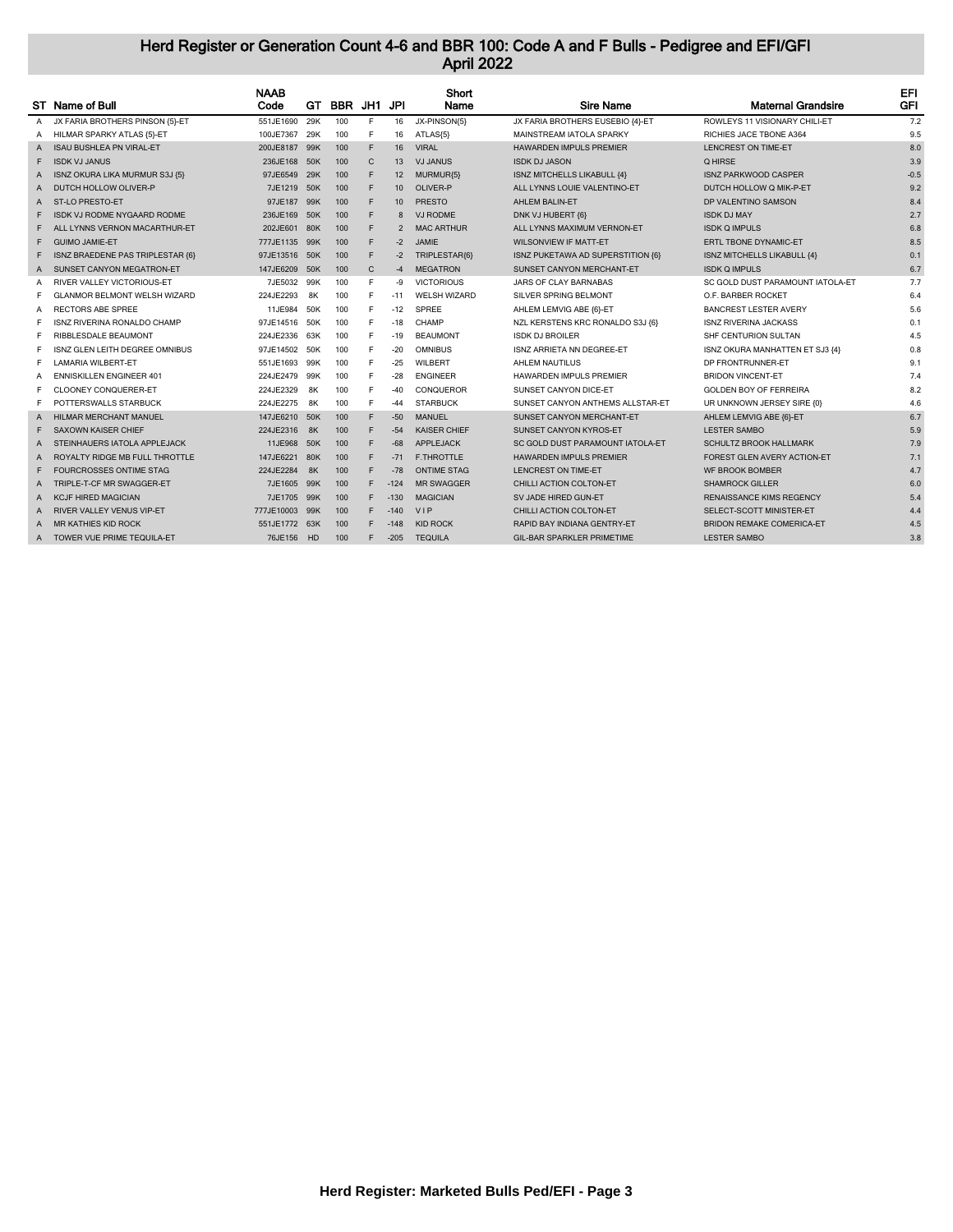# Herd Register or Generation Count 4-6 and BBR 100: Code A and F Bulls - Pedigree and EFI/GFI
## April 2022

| ST | Name of Bull | NAAB Code | GT | BBR | JH1 | JPI | Short Name | Sire Name | Maternal Grandsire | EFI GFI |
|---|---|---|---|---|---|---|---|---|---|---|
| A | JX FARIA BROTHERS PINSON {5}-ET | 551JE1690 | 29K | 100 | F | 16 | JX-PINSON{5} | JX FARIA BROTHERS EUSEBIO {4}-ET | ROWLEYS 11 VISIONARY CHILI-ET | 7.2 |
| A | HILMAR SPARKY ATLAS {5}-ET | 100JE7367 | 29K | 100 | F | 16 | ATLAS{5} | MAINSTREAM IATOLA SPARKY | RICHIES JACE TBONE A364 | 9.5 |
| A | ISAU BUSHLEA PN VIRAL-ET | 200JE8187 | 99K | 100 | F | 16 | VIRAL | HAWARDEN IMPULS PREMIER | LENCREST ON TIME-ET | 8.0 |
| F | ISDK VJ JANUS | 236JE168 | 50K | 100 | C | 13 | VJ JANUS | ISDK DJ JASON | Q HIRSE | 3.9 |
| A | ISNZ OKURA LIKA MURMUR S3J {5} | 97JE6549 | 29K | 100 | F | 12 | MURMUR{5} | ISNZ MITCHELLS LIKABULL {4} | ISNZ PARKWOOD CASPER | -0.5 |
| A | DUTCH HOLLOW OLIVER-P | 7JE1219 | 50K | 100 | F | 10 | OLIVER-P | ALL LYNNS LOUIE VALENTINO-ET | DUTCH HOLLOW Q MIK-P-ET | 9.2 |
| A | ST-LO PRESTO-ET | 97JE187 | 99K | 100 | F | 10 | PRESTO | AHLEM BALIN-ET | DP VALENTINO SAMSON | 8.4 |
| F | ISDK VJ RODME NYGAARD RODME | 236JE169 | 50K | 100 | F | 8 | VJ RODME | DNK VJ HUBERT {6} | ISDK DJ MAY | 2.7 |
| F | ALL LYNNS VERNON MACARTHUR-ET | 202JE601 | 80K | 100 | F | 2 | MAC ARTHUR | ALL LYNNS MAXIMUM VERNON-ET | ISDK Q IMPULS | 6.8 |
| F | GUIMO JAMIE-ET | 777JE1135 | 99K | 100 | F | -2 | JAMIE | WILSONVIEW IF MATT-ET | ERTL TBONE DYNAMIC-ET | 8.5 |
| F | ISNZ BRAEDENE PAS TRIPLESTAR {6} | 97JE13516 | 50K | 100 | F | -2 | TRIPLESTAR{6} | ISNZ PUKETAWA AD SUPERSTITION {6} | ISNZ MITCHELLS LIKABULL {4} | 0.1 |
| A | SUNSET CANYON MEGATRON-ET | 147JE6209 | 50K | 100 | C | -4 | MEGATRON | SUNSET CANYON MERCHANT-ET | ISDK Q IMPULS | 6.7 |
| A | RIVER VALLEY VICTORIOUS-ET | 7JE5032 | 99K | 100 | F | -9 | VICTORIOUS | JARS OF CLAY BARNABAS | SC GOLD DUST PARAMOUNT IATOLA-ET | 7.7 |
| F | GLANMOR BELMONT WELSH WIZARD | 224JE2293 | 8K | 100 | F | -11 | WELSH WIZARD | SILVER SPRING BELMONT | O.F. BARBER ROCKET | 6.4 |
| A | RECTORS ABE SPREE | 11JE984 | 50K | 100 | F | -12 | SPREE | AHLEM LEMVIG ABE {6}-ET | BANCREST LESTER AVERY | 5.6 |
| F | ISNZ RIVERINA RONALDO CHAMP | 97JE14516 | 50K | 100 | F | -18 | CHAMP | NZL KERSTENS KRC RONALDO S3J {6} | ISNZ RIVERINA JACKASS | 0.1 |
| F | RIBBLESDALE BEAUMONT | 224JE2336 | 63K | 100 | F | -19 | BEAUMONT | ISDK DJ BROILER | SHF CENTURION SULTAN | 4.5 |
| F | ISNZ GLEN LEITH DEGREE OMNIBUS | 97JE14502 | 50K | 100 | F | -20 | OMNIBUS | ISNZ ARRIETA NN DEGREE-ET | ISNZ OKURA MANHATTEN ET SJ3 {4} | 0.8 |
| F | LAMARIA WILBERT-ET | 551JE1693 | 99K | 100 | F | -25 | WILBERT | AHLEM NAUTILUS | DP FRONTRUNNER-ET | 9.1 |
| A | ENNISKILLEN ENGINEER 401 | 224JE2479 | 99K | 100 | F | -28 | ENGINEER | HAWARDEN IMPULS PREMIER | BRIDON VINCENT-ET | 7.4 |
| F | CLOONEY CONQUERER-ET | 224JE2329 | 8K | 100 | F | -40 | CONQUEROR | SUNSET CANYON DICE-ET | GOLDEN BOY OF FERREIRA | 8.2 |
| F | POTTERSWALLS STARBUCK | 224JE2275 | 8K | 100 | F | -44 | STARBUCK | SUNSET CANYON ANTHEMS ALLSTAR-ET | UR UNKNOWN JERSEY SIRE {0} | 4.6 |
| A | HILMAR MERCHANT MANUEL | 147JE6210 | 50K | 100 | F | -50 | MANUEL | SUNSET CANYON MERCHANT-ET | AHLEM LEMVIG ABE {6}-ET | 6.7 |
| F | SAXOWN KAISER CHIEF | 224JE2316 | 8K | 100 | F | -54 | KAISER CHIEF | SUNSET CANYON KYROS-ET | LESTER SAMBO | 5.9 |
| A | STEINHAUERS IATOLA APPLEJACK | 11JE968 | 50K | 100 | F | -68 | APPLEJACK | SC GOLD DUST PARAMOUNT IATOLA-ET | SCHULTZ BROOK HALLMARK | 7.9 |
| A | ROYALTY RIDGE MB FULL THROTTLE | 147JE6221 | 80K | 100 | F | -71 | F.THROTTLE | HAWARDEN IMPULS PREMIER | FOREST GLEN AVERY ACTION-ET | 7.1 |
| F | FOURCROSSES ONTIME STAG | 224JE2284 | 8K | 100 | F | -78 | ONTIME STAG | LENCREST ON TIME-ET | WF BROOK BOMBER | 4.7 |
| A | TRIPLE-T-CF MR SWAGGER-ET | 7JE1605 | 99K | 100 | F | -124 | MR SWAGGER | CHILLI ACTION COLTON-ET | SHAMROCK GILLER | 6.0 |
| A | KCJF HIRED MAGICIAN | 7JE1705 | 99K | 100 | F | -130 | MAGICIAN | SV JADE HIRED GUN-ET | RENAISSANCE KIMS REGENCY | 5.4 |
| A | RIVER VALLEY VENUS VIP-ET | 777JE10003 | 99K | 100 | F | -140 | V I P | CHILLI ACTION COLTON-ET | SELECT-SCOTT MINISTER-ET | 4.4 |
| A | MR KATHIES KID ROCK | 551JE1772 | 63K | 100 | F | -148 | KID ROCK | RAPID BAY INDIANA GENTRY-ET | BRIDON REMAKE COMERICA-ET | 4.5 |
| A | TOWER VUE PRIME TEQUILA-ET | 76JE156 | HD | 100 | F | -205 | TEQUILA | GIL-BAR SPARKLER PRIMETIME | LESTER SAMBO | 3.8 |

**Herd Register: Marketed Bulls Ped/EFI - Page 3**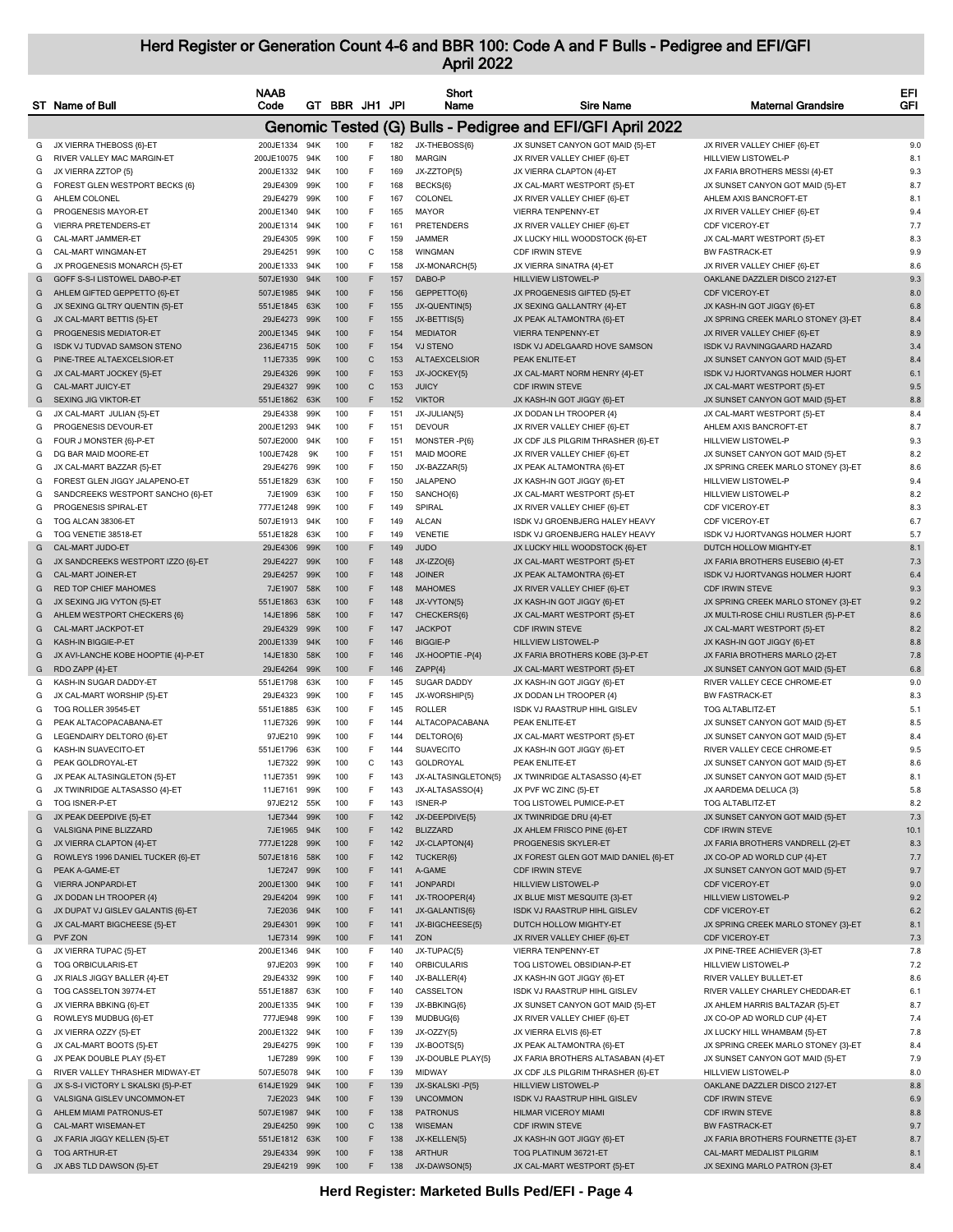# Herd Register or Generation Count 4-6 and BBR 100: Code A and F Bulls - Pedigree and EFI/GFI
## April 2022

## Genomic Tested (G) Bulls - Pedigree and EFI/GFI April 2022

| ST | Name of Bull | NAAB Code | GT | BBR | JH1 | JPI | Short Name | Sire Name | Maternal Grandsire | EFI GFI |
|---|---|---|---|---|---|---|---|---|---|---|
| G | JX VIERRA THEBOSS {6}-ET | 200JE1334 | 94K | 100 | F | 182 | JX-THEBOSS{6} | JX SUNSET CANYON GOT MAID {5}-ET | JX RIVER VALLEY CHIEF {6}-ET | 9.0 |
| G | RIVER VALLEY MAC MARGIN-ET | 200JE10075 | 94K | 100 | F | 180 | MARGIN | JX RIVER VALLEY CHIEF {6}-ET | HILLVIEW LISTOWEL-P | 8.1 |
| G | JX VIERRA ZZTOP {5} | 200JE1332 | 94K | 100 | F | 169 | JX-ZZTOP{5} | JX VIERRA CLAPTON {4}-ET | JX FARIA BROTHERS MESSI {4}-ET | 9.3 |
| G | FOREST GLEN WESTPORT BECKS {6} | 29JE4309 | 99K | 100 | F | 168 | BECKS{6} | JX CAL-MART WESTPORT {5}-ET | JX SUNSET CANYON GOT MAID {5}-ET | 8.7 |
| G | AHLEM COLONEL | 29JE4279 | 99K | 100 | F | 167 | COLONEL | JX RIVER VALLEY CHIEF {6}-ET | AHLEM AXIS BANCROFT-ET | 8.1 |
| G | PROGENESIS MAYOR-ET | 200JE1340 | 94K | 100 | F | 165 | MAYOR | VIERRA TENPENNY-ET | JX RIVER VALLEY CHIEF {6}-ET | 9.4 |
| G | VIERRA PRETENDERS-ET | 200JE1314 | 94K | 100 | F | 161 | PRETENDERS | JX RIVER VALLEY CHIEF {6}-ET | CDF VICEROY-ET | 7.7 |
| G | CAL-MART JAMMER-ET | 29JE4305 | 99K | 100 | F | 159 | JAMMER | JX LUCKY HILL WOODSTOCK {6}-ET | JX CAL-MART WESTPORT {5}-ET | 8.3 |
| G | CAL-MART WINGMAN-ET | 29JE4251 | 99K | 100 | C | 158 | WINGMAN | CDF IRWIN STEVE | BW FASTRACK-ET | 9.9 |
| G | JX PROGENESIS MONARCH {5}-ET | 200JE1333 | 94K | 100 | F | 158 | JX-MONARCH{5} | JX VIERRA SINATRA {4}-ET | JX RIVER VALLEY CHIEF {6}-ET | 8.6 |
| G | GOFF S-S-I LISTOWEL DABO-P-ET | 507JE1930 | 94K | 100 | F | 157 | DABO-P | HILLVIEW LISTOWEL-P | OAKLANE DAZZLER DISCO 2127-ET | 9.3 |
| G | AHLEM GIFTED GEPPETTO {6}-ET | 507JE1985 | 94K | 100 | F | 156 | GEPPETTO{6} | JX PROGENESIS GIFTED {5}-ET | CDF VICEROY-ET | 8.0 |
| G | JX SEXING GLTRY QUENTIN {5}-ET | 551JE1845 | 63K | 100 | F | 155 | JX-QUENTIN{5} | JX SEXING GALLANTRY {4}-ET | JX KASH-IN GOT JIGGY {6}-ET | 6.8 |
| G | JX CAL-MART BETTIS {5}-ET | 29JE4273 | 99K | 100 | F | 155 | JX-BETTIS{5} | JX PEAK ALTAMONTRA {6}-ET | JX SPRING CREEK MARLO STONEY {3}-ET | 8.4 |
| G | PROGENESIS MEDIATOR-ET | 200JE1345 | 94K | 100 | F | 154 | MEDIATOR | VIERRA TENPENNY-ET | JX RIVER VALLEY CHIEF {6}-ET | 8.9 |
| G | ISDK VJ TUDVAD SAMSON STENO | 236JE4715 | 50K | 100 | F | 154 | VJ STENO | ISDK VJ ADELGAARD HOVE SAMSON | ISDK VJ RAVNINGGAARD HAZARD | 3.4 |
| G | PINE-TREE ALTAEXCELSIOR-ET | 11JE7335 | 99K | 100 | C | 153 | ALTAEXCELSIOR | PEAK ENLITE-ET | JX SUNSET CANYON GOT MAID {5}-ET | 8.4 |
| G | JX CAL-MART JOCKEY {5}-ET | 29JE4326 | 99K | 100 | F | 153 | JX-JOCKEY{5} | JX CAL-MART NORM HENRY {4}-ET | ISDK VJ HJORTVANGS HOLMER HJORT | 6.1 |
| G | CAL-MART JUICY-ET | 29JE4327 | 99K | 100 | C | 153 | JUICY | CDF IRWIN STEVE | JX CAL-MART WESTPORT {5}-ET | 9.5 |
| G | SEXING JIG VIKTOR-ET | 551JE1862 | 63K | 100 | F | 152 | VIKTOR | JX KASH-IN GOT JIGGY {6}-ET | JX SUNSET CANYON GOT MAID {5}-ET | 8.8 |
| G | JX CAL-MART JULIAN {5}-ET | 29JE4338 | 99K | 100 | F | 151 | JX-JULIAN{5} | JX DODAN LH TROOPER {4} | JX CAL-MART WESTPORT {5}-ET | 8.4 |
| G | PROGENESIS DEVOUR-ET | 200JE1293 | 94K | 100 | F | 151 | DEVOUR | JX RIVER VALLEY CHIEF {6}-ET | AHLEM AXIS BANCROFT-ET | 8.7 |
| G | FOUR J MONSTER {6}-P-ET | 507JE2000 | 94K | 100 | F | 151 | MONSTER -P{6} | JX CDF JLS PILGRIM THRASHER {6}-ET | HILLVIEW LISTOWEL-P | 9.3 |
| G | DG BAR MAID MOORE-ET | 100JE7428 | 9K | 100 | F | 151 | MAID MOORE | JX RIVER VALLEY CHIEF {6}-ET | JX SUNSET CANYON GOT MAID {5}-ET | 8.2 |
| G | JX CAL-MART BAZZAR {5}-ET | 29JE4276 | 99K | 100 | F | 150 | JX-BAZZAR{5} | JX PEAK ALTAMONTRA {6}-ET | JX SPRING CREEK MARLO STONEY {3}-ET | 8.6 |
| G | FOREST GLEN JIGGY JALAPENO-ET | 551JE1829 | 63K | 100 | F | 150 | JALAPENO | JX KASH-IN GOT JIGGY {6}-ET | HILLVIEW LISTOWEL-P | 9.4 |
| G | SANDCREEKS WESTPORT SANCHO {6}-ET | 7JE1909 | 63K | 100 | F | 150 | SANCHO{6} | JX CAL-MART WESTPORT {5}-ET | HILLVIEW LISTOWEL-P | 8.2 |
| G | PROGENESIS SPIRAL-ET | 777JE1248 | 99K | 100 | F | 149 | SPIRAL | JX RIVER VALLEY CHIEF {6}-ET | CDF VICEROY-ET | 8.3 |
| G | TOG ALCAN 38306-ET | 507JE1913 | 94K | 100 | F | 149 | ALCAN | ISDK VJ GROENBJERG HALEY HEAVY | CDF VICEROY-ET | 6.7 |
| G | TOG VENETIE 38518-ET | 551JE1828 | 63K | 100 | F | 149 | VENETIE | ISDK VJ GROENBJERG HALEY HEAVY | ISDK VJ HJORTVANGS HOLMER HJORT | 5.7 |
| G | CAL-MART JUDO-ET | 29JE4306 | 99K | 100 | F | 149 | JUDO | JX LUCKY HILL WOODSTOCK {6}-ET | DUTCH HOLLOW MIGHTY-ET | 8.1 |
| G | JX SANDCREEKS WESTPORT IZZO {6}-ET | 29JE4227 | 99K | 100 | F | 148 | JX-IZZO{6} | JX CAL-MART WESTPORT {5}-ET | JX FARIA BROTHERS EUSEBIO {4}-ET | 7.3 |
| G | CAL-MART JOINER-ET | 29JE4257 | 99K | 100 | F | 148 | JOINER | JX PEAK ALTAMONTRA {6}-ET | ISDK VJ HJORTVANGS HOLMER HJORT | 6.4 |
| G | RED TOP CHIEF MAHOMES | 7JE1907 | 58K | 100 | F | 148 | MAHOMES | JX RIVER VALLEY CHIEF {6}-ET | CDF IRWIN STEVE | 9.3 |
| G | JX SEXING JIG VYTON {5}-ET | 551JE1863 | 63K | 100 | F | 148 | JX-VYTON{5} | JX KASH-IN GOT JIGGY {6}-ET | JX SPRING CREEK MARLO STONEY {3}-ET | 9.2 |
| G | AHLEM WESTPORT CHECKERS {6} | 14JE1896 | 58K | 100 | F | 147 | CHECKERS{6} | JX CAL-MART WESTPORT {5}-ET | JX MULTI-ROSE CHILI RUSTLER {5}-P-ET | 8.6 |
| G | CAL-MART JACKPOT-ET | 29JE4329 | 99K | 100 | F | 147 | JACKPOT | CDF IRWIN STEVE | JX CAL-MART WESTPORT {5}-ET | 8.2 |
| G | KASH-IN BIGGIE-P-ET | 200JE1339 | 94K | 100 | F | 146 | BIGGIE-P | HILLVIEW LISTOWEL-P | JX KASH-IN GOT JIGGY {6}-ET | 8.8 |
| G | JX AVI-LANCHE KOBE HOOPTIE {4}-P-ET | 14JE1830 | 58K | 100 | F | 146 | JX-HOOPTIE -P{4} | JX FARIA BROTHERS KOBE {3}-P-ET | JX FARIA BROTHERS MARLO {2}-ET | 7.8 |
| G | RDO ZAPP {4}-ET | 29JE4264 | 99K | 100 | F | 146 | ZAPP{4} | JX CAL-MART WESTPORT {5}-ET | JX SUNSET CANYON GOT MAID {5}-ET | 6.8 |
| G | KASH-IN SUGAR DADDY-ET | 551JE1798 | 63K | 100 | F | 145 | SUGAR DADDY | JX KASH-IN GOT JIGGY {6}-ET | RIVER VALLEY CECE CHROME-ET | 9.0 |
| G | JX CAL-MART WORSHIP {5}-ET | 29JE4323 | 99K | 100 | F | 145 | JX-WORSHIP{5} | JX DODAN LH TROOPER {4} | BW FASTRACK-ET | 8.3 |
| G | TOG ROLLER 39545-ET | 551JE1885 | 63K | 100 | F | 145 | ROLLER | ISDK VJ RAASTRUP HIHL GISLEV | TOG ALTABLITZ-ET | 5.1 |
| G | PEAK ALTACOPACABANA-ET | 11JE7326 | 99K | 100 | F | 144 | ALTACOPACABANA | PEAK ENLITE-ET | JX SUNSET CANYON GOT MAID {5}-ET | 8.5 |
| G | LEGENDAIRY DELTORO {6}-ET | 97JE210 | 99K | 100 | F | 144 | DELTORO{6} | JX CAL-MART WESTPORT {5}-ET | JX SUNSET CANYON GOT MAID {5}-ET | 8.4 |
| G | KASH-IN SUAVECITO-ET | 551JE1796 | 63K | 100 | F | 144 | SUAVECITO | JX KASH-IN GOT JIGGY {6}-ET | RIVER VALLEY CECE CHROME-ET | 9.5 |
| G | PEAK GOLDROYAL-ET | 1JE7322 | 99K | 100 | C | 143 | GOLDROYAL | PEAK ENLITE-ET | JX SUNSET CANYON GOT MAID {5}-ET | 8.6 |
| G | JX PEAK ALTASINGLETON {5}-ET | 11JE7351 | 99K | 100 | F | 143 | JX-ALTASINGLETON{5} | JX TWINRIDGE ALTASASSO {4}-ET | JX SUNSET CANYON GOT MAID {5}-ET | 8.1 |
| G | JX TWINRIDGE ALTASASSO {4}-ET | 11JE7161 | 99K | 100 | F | 143 | JX-ALTASASSO{4} | JX PVF WC ZINC {5}-ET | JX AARDEMA DELUCA {3} | 5.8 |
| G | TOG ISNER-P-ET | 97JE212 | 55K | 100 | F | 143 | ISNER-P | TOG LISTOWEL PUMICE-P-ET | TOG ALTABLITZ-ET | 8.2 |
| G | JX PEAK DEEPDIVE {5}-ET | 1JE7344 | 99K | 100 | F | 142 | JX-DEEPDIVE{5} | JX TWINRIDGE DRU {4}-ET | JX SUNSET CANYON GOT MAID {5}-ET | 7.3 |
| G | VALSIGNA PINE BLIZZARD | 7JE1965 | 94K | 100 | F | 142 | BLIZZARD | JX AHLEM FRISCO PINE {6}-ET | CDF IRWIN STEVE | 10.1 |
| G | JX VIERRA CLAPTON {4}-ET | 777JE1228 | 99K | 100 | F | 142 | JX-CLAPTON{4} | PROGENESIS SKYLER-ET | JX FARIA BROTHERS VANDRELL {2}-ET | 8.3 |
| G | ROWLEYS 1996 DANIEL TUCKER {6}-ET | 507JE1816 | 58K | 100 | F | 142 | TUCKER{6} | JX FOREST GLEN GOT MAID DANIEL {6}-ET | JX CO-OP AD WORLD CUP {4}-ET | 7.7 |
| G | PEAK A-GAME-ET | 1JE7247 | 99K | 100 | F | 141 | A-GAME | CDF IRWIN STEVE | JX SUNSET CANYON GOT MAID {5}-ET | 9.7 |
| G | VIERRA JONPARDI-ET | 200JE1300 | 94K | 100 | F | 141 | JONPARDI | HILLVIEW LISTOWEL-P | CDF VICEROY-ET | 9.0 |
| G | JX DODAN LH TROOPER {4} | 29JE4204 | 99K | 100 | F | 141 | JX-TROOPER{4} | JX BLUE MIST MESQUITE {3}-ET | HILLVIEW LISTOWEL-P | 9.2 |
| G | JX DUPAT VJ GISLEV GALANTIS {6}-ET | 7JE2036 | 94K | 100 | F | 141 | JX-GALANTIS{6} | ISDK VJ RAASTRUP HIHL GISLEV | CDF VICEROY-ET | 6.2 |
| G | JX CAL-MART BIGCHEESE {5}-ET | 29JE4301 | 99K | 100 | F | 141 | JX-BIGCHEESE{5} | DUTCH HOLLOW MIGHTY-ET | JX SPRING CREEK MARLO STONEY {3}-ET | 8.1 |
| G | PVF ZON | 1JE7314 | 99K | 100 | F | 141 | ZON | JX RIVER VALLEY CHIEF {6}-ET | CDF VICEROY-ET | 7.3 |
| G | JX VIERRA TUPAC {5}-ET | 200JE1346 | 94K | 100 | F | 140 | JX-TUPAC{5} | VIERRA TENPENNY-ET | JX PINE-TREE ACHIEVER {3}-ET | 7.8 |
| G | TOG ORBICULARIS-ET | 97JE203 | 99K | 100 | F | 140 | ORBICULARIS | TOG LISTOWEL OBSIDIAN-P-ET | HILLVIEW LISTOWEL-P | 7.2 |
| G | JX RIALS JIGGY BALLER {4}-ET | 29JE4332 | 99K | 100 | F | 140 | JX-BALLER{4} | JX KASH-IN GOT JIGGY {6}-ET | RIVER VALLEY BULLET-ET | 8.6 |
| G | TOG CASSELTON 39774-ET | 551JE1887 | 63K | 100 | F | 140 | CASSELTON | ISDK VJ RAASTRUP HIHL GISLEV | RIVER VALLEY CHARLEY CHEDDAR-ET | 6.1 |
| G | JX VIERRA BBKING {6}-ET | 200JE1335 | 94K | 100 | F | 139 | JX-BBKING{6} | JX SUNSET CANYON GOT MAID {5}-ET | JX AHLEM HARRIS BALTAZAR {5}-ET | 8.7 |
| G | ROWLEYS MUDBUG {6}-ET | 777JE948 | 99K | 100 | F | 139 | MUDBUG{6} | JX RIVER VALLEY CHIEF {6}-ET | JX CO-OP AD WORLD CUP {4}-ET | 7.4 |
| G | JX VIERRA OZZY {5}-ET | 200JE1322 | 94K | 100 | F | 139 | JX-OZZY{5} | JX VIERRA ELVIS {6}-ET | JX LUCKY HILL WHAMBAM {5}-ET | 7.8 |
| G | JX CAL-MART BOOTS {5}-ET | 29JE4275 | 99K | 100 | F | 139 | JX-BOOTS{5} | JX PEAK ALTAMONTRA {6}-ET | JX SPRING CREEK MARLO STONEY {3}-ET | 8.4 |
| G | JX PEAK DOUBLE PLAY {5}-ET | 1JE7289 | 99K | 100 | F | 139 | JX-DOUBLE PLAY{5} | JX FARIA BROTHERS ALTASABAN {4}-ET | JX SUNSET CANYON GOT MAID {5}-ET | 7.9 |
| G | RIVER VALLEY THRASHER MIDWAY-ET | 507JE5078 | 94K | 100 | F | 139 | MIDWAY | JX CDF JLS PILGRIM THRASHER {6}-ET | HILLVIEW LISTOWEL-P | 8.0 |
| G | JX S-S-I VICTORY L SKALSKI {5}-P-ET | 614JE1929 | 94K | 100 | F | 139 | JX-SKALSKI -P{5} | HILLVIEW LISTOWEL-P | OAKLANE DAZZLER DISCO 2127-ET | 8.8 |
| G | VALSIGNA GISLEV UNCOMMON-ET | 7JE2023 | 94K | 100 | F | 139 | UNCOMMON | ISDK VJ RAASTRUP HIHL GISLEV | CDF IRWIN STEVE | 6.9 |
| G | AHLEM MIAMI PATRONUS-ET | 507JE1987 | 94K | 100 | F | 138 | PATRONUS | HILMAR VICEROY MIAMI | CDF IRWIN STEVE | 8.8 |
| G | CAL-MART WISEMAN-ET | 29JE4250 | 99K | 100 | C | 138 | WISEMAN | CDF IRWIN STEVE | BW FASTRACK-ET | 9.7 |
| G | JX FARIA JIGGY KELLEN {5}-ET | 551JE1812 | 63K | 100 | F | 138 | JX-KELLEN{5} | JX KASH-IN GOT JIGGY {6}-ET | JX FARIA BROTHERS FOURNETTE {3}-ET | 8.7 |
| G | TOG ARTHUR-ET | 29JE4334 | 99K | 100 | F | 138 | ARTHUR | TOG PLATINUM 36721-ET | CAL-MART MEDALIST PILGRIM | 8.1 |
| G | JX ABS TLD DAWSON {5}-ET | 29JE4219 | 99K | 100 | F | 138 | JX-DAWSON{5} | JX CAL-MART WESTPORT {5}-ET | JX SEXING MARLO PATRON {3}-ET | 8.4 |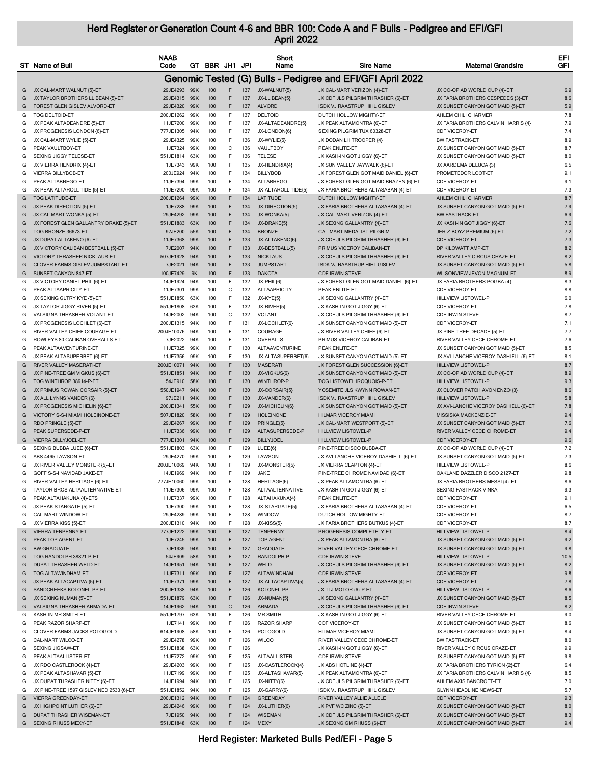# Herd Register or Generation Count 4-6 and BBR 100: Code A and F Bulls - Pedigree and EFI/GFI

## April 2022

## Genomic Tested (G) Bulls - Pedigree and EFI/GFI April 2022

| ST | Name of Bull | NAAB Code | GT | BBR | JH1 | JPI | Short Name | Sire Name | Maternal Grandsire | EFI GFI |
|---|---|---|---|---|---|---|---|---|---|---|
| G | JX CAL-MART WALNUT {5}-ET | 29JE4293 | 99K | 100 | F | 137 | JX-WALNUT{5} | JX CAL-MART VERIZON {4}-ET | JX CO-OP AD WORLD CUP {4}-ET | 6.9 |
| G | JX TAYLOR BROTHERS LL BEAN {5}-ET | 29JE4315 | 99K | 100 | F | 137 | JX-LL BEAN{5} | JX CDF JLS PILGRIM THRASHER {6}-ET | JX FARIA BROTHERS CESPEDES {3}-ET | 8.6 |
| G | FOREST GLEN GISLEV ALVORD-ET | 29JE4320 | 99K | 100 | F | 137 | ALVORD | ISDK VJ RAASTRUP HIHL GISLEV | JX SUNSET CANYON GOT MAID {5}-ET | 5.9 |
| G | TOG DELTOID-ET | 200JE1262 | 99K | 100 | F | 137 | DELTOID | DUTCH HOLLOW MIGHTY-ET | AHLEM CHILI CHARMER | 7.8 |
| G | JX PEAK ALTADEANDRE {5}-ET | 11JE7200 | 99K | 100 | F | 137 | JX-ALTADEANDRE{5} | JX PEAK ALTAMONTRA {6}-ET | JX FARIA BROTHERS CALVIN HARRIS {4} | 7.9 |
| G | JX PROGENESIS LONDON {6}-ET | 777JE1305 | 94K | 100 | F | 137 | JX-LONDON{6} | SEXING PILGRIM TUX 60328-ET | CDF VICEROY-ET | 7.4 |
| G | JX CAL-MART WYLIE {5}-ET | 29JE4325 | 99K | 100 | F | 136 | JX-WYLIE{5} | JX DODAN LH TROOPER {4} | BW FASTRACK-ET | 8.9 |
| G | PEAK VAULTBOY-ET | 1JE7324 | 99K | 100 | C | 136 | VAULTBOY | PEAK ENLITE-ET | JX SUNSET CANYON GOT MAID {5}-ET | 8.7 |
| G | SEXING JIGGY TELESE-ET | 551JE1814 | 63K | 100 | F | 136 | TELESE | JX KASH-IN GOT JIGGY {6}-ET | JX SUNSET CANYON GOT MAID {5}-ET | 8.0 |
| G | JX VIERRA HENDRIX {4}-ET | 1JE7343 | 99K | 100 | F | 135 | JX-HENDRIX{4} | JX SUN VALLEY JAYWALK {6}-ET | JX AARDEMA DELUCA {3} | 6.5 |
| G | VIERRA BILLYBOB-ET | 200JE924 | 94K | 100 | F | 134 | BILLYBOB | JX FOREST GLEN GOT MAID DANIEL {6}-ET | PROMETEDOR LOOT-ET | 9.1 |
| G | PEAK ALTABREGO-ET | 11JE7394 | 99K | 100 | F | 134 | ALTABREGO | JX FOREST GLEN GOT MAID BRAZEN {6}-ET | CDF VICEROY-ET | 9.1 |
| G | JX PEAK ALTAROLL TIDE {5}-ET | 11JE7290 | 99K | 100 | F | 134 | JX-ALTAROLL TIDE{5} | JX FARIA BROTHERS ALTASABAN {4}-ET | CDF VICEROY-ET | 7.3 |
| G | TOG LATITUDE-ET | 200JE1264 | 99K | 100 | F | 134 | LATITUDE | DUTCH HOLLOW MIGHTY-ET | AHLEM CHILI CHARMER | 8.7 |
| G | JX PEAK DIRECTION {5}-ET | 1JE7288 | 99K | 100 | F | 134 | JX-DIRECTION{5} | JX FARIA BROTHERS ALTASABAN {4}-ET | JX SUNSET CANYON GOT MAID {5}-ET | 7.9 |
| G | JX CAL-MART WONKA {5}-ET | 29JE4292 | 99K | 100 | F | 134 | JX-WONKA{5} | JX CAL-MART VERIZON {4}-ET | BW FASTRACK-ET | 6.9 |
| G | JX FOREST GLEN GALLANTRY DRAKE {5}-ET | 551JE1883 | 63K | 100 | F | 134 | JX-DRAKE{5} | JX SEXING GALLANTRY {4}-ET | JX KASH-IN GOT JIGGY {6}-ET | 7.6 |
| G | TOG BRONZE 36673-ET | 97JE200 | 55K | 100 | F | 134 | BRONZE | CAL-MART MEDALIST PILGRIM | JER-Z-BOYZ PREMIUM {6}-ET | 7.2 |
| G | JX DUPAT ALTAKENO {6}-ET | 11JE7368 | 99K | 100 | F | 133 | JX-ALTAKENO{6} | JX CDF JLS PILGRIM THRASHER {6}-ET | CDF VICEROY-ET | 7.3 |
| G | JX VICTORY CALIBAN BESTBALL {5}-ET | 7JE2007 | 94K | 100 | F | 133 | JX-BESTBALL{5} | PRIMUS VICEROY CALIBAN-ET | DP KILOWATT AMP-ET | 8.2 |
| G | VICTORY THRASHER NICKLAUS-ET | 507JE1928 | 94K | 100 | F | 133 | NICKLAUS | JX CDF JLS PILGRIM THRASHER {6}-ET | RIVER VALLEY CIRCUS CRAZE-ET | 8.2 |
| G | CLOVER FARMS GISLEV JUMPSTART-ET | 7JE2021 | 94K | 100 | F | 133 | JUMPSTART | ISDK VJ RAASTRUP HIHL GISLEV | JX SUNSET CANYON GOT MAID {5}-ET | 5.8 |
| G | SUNSET CANYON 847-ET | 100JE7429 | 9K | 100 | F | 133 | DAKOTA | CDF IRWIN STEVE | WILSONVIEW JEVON MAGNUM-ET | 8.9 |
| G | JX VICTORY DANIEL PHIL {6}-ET | 14JE1924 | 94K | 100 | F | 132 | JX-PHIL{6} | JX FOREST GLEN GOT MAID DANIEL {6}-ET | JX FARIA BROTHERS POGBA {4} | 8.3 |
| G | PEAK ALTAAPRICITY-ET | 11JE7301 | 99K | 100 | C | 132 | ALTAAPRICITY | PEAK ENLITE-ET | CDF VICEROY-ET | 8.8 |
| G | JX SEXING GLTRY KYE {5}-ET | 551JE1850 | 63K | 100 | F | 132 | JX-KYE{5} | JX SEXING GALLANTRY {4}-ET | HILLVIEW LISTOWEL-P | 6.0 |
| G | JX TAYLOR JIGGY RIVER {5}-ET | 551JE1808 | 63K | 100 | F | 132 | JX-RIVER{5} | JX KASH-IN GOT JIGGY {6}-ET | CDF VICEROY-ET | 7.8 |
| G | VALSIGNA THRASHER VOLANT-ET | 14JE2002 | 94K | 100 | C | 132 | VOLANT | JX CDF JLS PILGRIM THRASHER {6}-ET | CDF IRWIN STEVE | 8.7 |
| G | JX PROGENESIS LOCHLET {6}-ET | 200JE1315 | 94K | 100 | F | 131 | JX-LOCHLET{6} | JX SUNSET CANYON GOT MAID {5}-ET | CDF VICEROY-ET | 7.1 |
| G | RIVER VALLEY CHIEF COURAGE-ET | 200JE10076 | 94K | 100 | F | 131 | COURAGE | JX RIVER VALLEY CHIEF {6}-ET | JX PINE-TREE DECADE {5}-ET | 7.7 |
| G | ROWLEYS 80 CALIBAN OVERALLS-ET | 7JE2022 | 94K | 100 | F | 131 | OVERALLS | PRIMUS VICEROY CALIBAN-ET | RIVER VALLEY CECE CHROME-ET | 7.6 |
| G | PEAK ALTAAVENTURINE-ET | 11JE7325 | 99K | 100 | F | 130 | ALTAAVENTURINE | PEAK ENLITE-ET | JX SUNSET CANYON GOT MAID {5}-ET | 8.5 |
| G | JX PEAK ALTASUPERBET {6}-ET | 11JE7356 | 99K | 100 | F | 130 | JX-ALTASUPERBET{6} | JX SUNSET CANYON GOT MAID {5}-ET | JX AVI-LANCHE VICEROY DASHIELL {6}-ET | 8.1 |
| G | RIVER VALLEY MASERATI-ET | 200JE10071 | 94K | 100 | F | 130 | MASERATI | JX FOREST GLEN SUCCESSION {6}-ET | HILLVIEW LISTOWEL-P | 8.7 |
| G | JX PINE-TREE GM VIGKUS {6}-ET | 551JE1851 | 94K | 100 | F | 130 | JX-VIGKUS{6} | JX SUNSET CANYON GOT MAID {5}-ET | JX CO-OP AD WORLD CUP {4}-ET | 8.9 |
| G | TOG WINTHROP 38914-P-ET | 54JE910 | 58K | 100 | F | 130 | WINTHROP-P | TOG LISTOWEL IROQUOIS-P-ET | HILLVIEW LISTOWEL-P | 9.3 |
| G | JX PRIMUS ROWAN CORSAIR {5}-ET | 550JE1947 | 94K | 100 | F | 130 | JX-CORSAIR{5} | YOSEMITE JLS KWYNN ROWAN-ET | JX CLOVER PATCH AVON ENZO {3} | 8.6 |
| G | JX ALL LYNNS VANDER {6} | 97JE211 | 94K | 100 | F | 130 | JX-VANDER{6} | ISDK VJ RAASTRUP HIHL GISLEV | HILLVIEW LISTOWEL-P | 5.8 |
| G | JX PROGENESIS MICHELIN {6}-ET | 200JE1341 | 55K | 100 | F | 129 | JX-MICHELIN{6} | JX SUNSET CANYON GOT MAID {5}-ET | JX AVI-LANCHE VICEROY DASHIELL {6}-ET | 7.8 |
| G | VICTORY S-S-I MIAMI HOLEINONE-ET | 507JE1820 | 58K | 100 | F | 129 | HOLEINONE | HILMAR VICEROY MIAMI | MISSISKA MACKENZIE-ET | 9.4 |
| G | RDO PRINGLE {5}-ET | 29JE4267 | 99K | 100 | F | 129 | PRINGLE{5} | JX CAL-MART WESTPORT {5}-ET | JX SUNSET CANYON GOT MAID {5}-ET | 7.6 |
| G | PEAK ALTASUPERSEDE-P-ET | 11JE7336 | 99K | 100 | F | 129 | ALTASUPERSEDE-P | HILLVIEW LISTOWEL-P | RIVER VALLEY CECE CHROME-ET | 9.4 |
| G | VIERRA BILLYJOEL-ET | 777JE1301 | 94K | 100 | F | 129 | BILLYJOEL | HILLVIEW LISTOWEL-P | CDF VICEROY-ET | 9.6 |
| G | SEXING BUBBA LUEE {6}-ET | 551JE1803 | 63K | 100 | F | 129 | LUEE{6} | PINE-TREE DISCO BUBBA-ET | JX CO-OP AD WORLD CUP {4}-ET | 7.2 |
| G | ABS 4465 LAWSON-ET | 29JE4270 | 99K | 100 | F | 129 | LAWSON | JX AVI-LANCHE VICEROY DASHIELL {6}-ET | JX SUNSET CANYON GOT MAID {5}-ET | 7.3 |
| G | JX RIVER VALLEY MONSTER {5}-ET | 200JE10069 | 94K | 100 | F | 129 | JX-MONSTER{5} | JX VIERRA CLAPTON {4}-ET | HILLVIEW LISTOWEL-P | 8.6 |
| G | GOFF S-S-I NAVIDAD JAKE-ET | 14JE1969 | 94K | 100 | F | 129 | JAKE | PINE-TREE CHROME NAVIDAD {6}-ET | OAKLANE DAZZLER DISCO 2127-ET | 9.8 |
| G | RIVER VALLEY HERITAGE {6}-ET | 777JE10060 | 99K | 100 | F | 128 | HERITAGE{6} | JX PEAK ALTAMONTRA {6}-ET | JX FARIA BROTHERS MESSI {4}-ET | 8.6 |
| G | TAYLOR BROS ALTAALTERNATIVE-ET | 11JE7306 | 99K | 100 | F | 128 | ALTAALTERNATIVE | JX KASH-IN GOT JIGGY {6}-ET | SEXING FASTRACK VINKA | 9.3 |
| G | PEAK ALTAHAKUNA {4}-ETS | 11JE7337 | 99K | 100 | F | 128 | ALTAHAKUNA{4} | PEAK ENLITE-ET | CDF VICEROY-ET | 9.1 |
| G | JX PEAK STARGATE {5}-ET | 1JE7300 | 99K | 100 | F | 128 | JX-STARGATE{5} | JX FARIA BROTHERS ALTASABAN {4}-ET | CDF VICEROY-ET | 6.5 |
| G | CAL-MART WINDOW-ET | 29JE4289 | 99K | 100 | F | 128 | WINDOW | DUTCH HOLLOW MIGHTY-ET | CDF VICEROY-ET | 8.7 |
| G | JX VIERRA KISS {5}-ET | 200JE1310 | 94K | 100 | F | 128 | JX-KISS{5} | JX FARIA BROTHERS BUTKUS {4}-ET | CDF VICEROY-ET | 8.7 |
| G | VIERRA TENPENNY-ET | 777JE1222 | 99K | 100 | F | 127 | TENPENNY | PROGENESIS COMPLETELY-ET | HILLVIEW LISTOWEL-P | 8.4 |
| G | PEAK TOP AGENT-ET | 1JE7245 | 99K | 100 | F | 127 | TOP AGENT | JX PEAK ALTAMONTRA {6}-ET | JX SUNSET CANYON GOT MAID {5}-ET | 9.2 |
| G | BW GRADUATE | 7JE1939 | 94K | 100 | F | 127 | GRADUATE | RIVER VALLEY CECE CHROME-ET | JX SUNSET CANYON GOT MAID {5}-ET | 9.8 |
| G | TOG RANDOLPH 38821-P-ET | 54JE909 | 58K | 100 | F | 127 | RANDOLPH-P | CDF IRWIN STEVE | HILLVIEW LISTOWEL-P | 10.5 |
| G | DUPAT THRASHER WELD-ET | 14JE1951 | 94K | 100 | F | 127 | WELD | JX CDF JLS PILGRIM THRASHER {6}-ET | JX SUNSET CANYON GOT MAID {5}-ET | 8.2 |
| G | TOG ALTAWINDHAM-ET | 11JE7311 | 99K | 100 | F | 127 | ALTAWINDHAM | CDF IRWIN STEVE | CDF VICEROY-ET | 9.8 |
| G | JX PEAK ALTACAPTIVA {5}-ET | 11JE7371 | 99K | 100 | F | 127 | JX-ALTACAPTIVA{5} | JX FARIA BROTHERS ALTASABAN {4}-ET | CDF VICEROY-ET | 7.8 |
| G | SANDCREEKS KOLONEL-PP-ET | 200JE1338 | 94K | 100 | F | 126 | KOLONEL-PP | JX TLJ MOTOR {6}-P-ET | HILLVIEW LISTOWEL-P | 8.6 |
| G | JX SEXING NUMAN {5}-ET | 551JE1879 | 63K | 100 | F | 126 | JX-NUMAN{5} | JX SEXING GALLANTRY {4}-ET | JX SUNSET CANYON GOT MAID {5}-ET | 8.5 |
| G | VALSIGNA THRASHER ARMADA-ET | 14JE1962 | 94K | 100 | C | 126 | ARMADA | JX CDF JLS PILGRIM THRASHER {6}-ET | CDF IRWIN STEVE | 8.2 |
| G | KASH-IN MR SMITH-ET | 551JE1797 | 63K | 100 | F | 126 | MR SMITH | JX KASH-IN GOT JIGGY {6}-ET | RIVER VALLEY CECE CHROME-ET | 9.0 |
| G | PEAK RAZOR SHARP-ET | 1JE7141 | 99K | 100 | F | 126 | RAZOR SHARP | CDF VICEROY-ET | JX SUNSET CANYON GOT MAID {5}-ET | 8.6 |
| G | CLOVER FARMS JACKS POTOGOLD | 614JE1908 | 58K | 100 | F | 126 | POTOGOLD | HILMAR VICEROY MIAMI | JX SUNSET CANYON GOT MAID {5}-ET | 8.4 |
| G | CAL-MART WILCO-ET | 29JE4278 | 99K | 100 | F | 126 | WILCO | RIVER VALLEY CECE CHROME-ET | BW FASTRACK-ET | 8.0 |
| G | SEXING JIGSAW-ET | 551JE1838 | 63K | 100 | F | 126 | | JX KASH-IN GOT JIGGY {6}-ET | RIVER VALLEY CIRCUS CRAZE-ET | 9.9 |
| G | PEAK ALTAALLISTER-ET | 11JE7272 | 99K | 100 | F | 125 | ALTAALLISTER | CDF IRWIN STEVE | JX SUNSET CANYON GOT MAID {5}-ET | 9.8 |
| G | JX RDO CASTLEROCK {4}-ET | 29JE4203 | 99K | 100 | F | 125 | JX-CASTLEROCK{4} | JX ABS HOTLINE {4}-ET | JX FARIA BROTHERS TYRION {2}-ET | 6.4 |
| G | JX PEAK ALTASHAVAR {5}-ET | 11JE7199 | 99K | 100 | F | 125 | JX-ALTASHAVAR{5} | JX PEAK ALTAMONTRA {6}-ET | JX FARIA BROTHERS CALVIN HARRIS {4} | 8.5 |
| G | JX DUPAT THRASHER NITTY {6}-ET | 14JE1994 | 94K | 100 | F | 125 | JX-NITTY{6} | JX CDF JLS PILGRIM THRASHER {6}-ET | AHLEM AXIS BANCROFT-ET | 7.0 |
| G | JX PINE-TREE 1597 GISLEV NED 2533 {6}-ET | 551JE1852 | 94K | 100 | F | 125 | JX-GARRY{6} | ISDK VJ RAASTRUP HIHL GISLEV | GLYNN HEADLINE NEWS-ET | 5.7 |
| G | VIERRA GREENDAY-ET | 200JE1312 | 94K | 100 | F | 124 | GREENDAY | RIVER VALLEY ALLIE ALLELE | CDF VICEROY-ET | 9.3 |
| G | JX HIGHPOINT LUTHER {6}-ET | 29JE4246 | 99K | 100 | F | 124 | JX-LUTHER{6} | JX PVF WC ZINC {5}-ET | JX SUNSET CANYON GOT MAID {5}-ET | 8.0 |
| G | DUPAT THRASHER WISEMAN-ET | 7JE1950 | 94K | 100 | F | 124 | WISEMAN | JX CDF JLS PILGRIM THRASHER {6}-ET | JX SUNSET CANYON GOT MAID {5}-ET | 8.3 |
| G | SEXING RHUSS MEXY-ET | 551JE1848 | 63K | 100 | F | 124 | MEXY | JX SEXING GM RHUSS {6}-ET | JX SUNSET CANYON GOT MAID {5}-ET | 9.4 |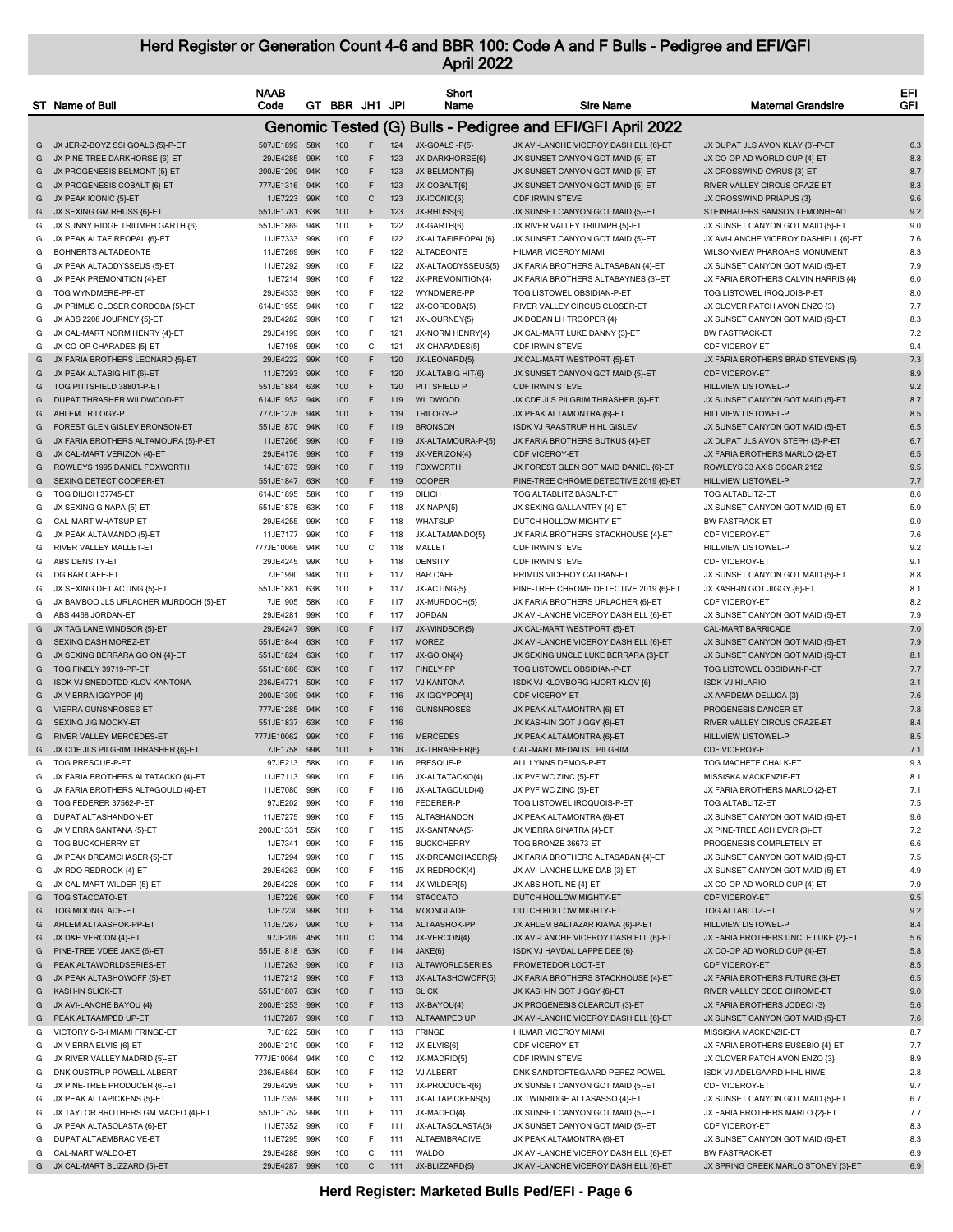# Herd Register or Generation Count 4-6 and BBR 100: Code A and F Bulls - Pedigree and EFI/GFI

## April 2022

## Genomic Tested (G) Bulls - Pedigree and EFI/GFI April 2022

| ST | Name of Bull | NAAB Code | GT | BBR | JH1 | JPI | Short Name | Sire Name | Maternal Grandsire | EFI GFI |
|---|---|---|---|---|---|---|---|---|---|---|
| G | JX JER-Z-BOYZ SSI GOALS {5}-P-ET | 507JE1899 | 58K | 100 | F | 124 | JX-GOALS -P{5} | JX AVI-LANCHE VICEROY DASHIELL {6}-ET | JX DUPAT JLS AVON KLAY {3}-P-ET | 6.3 |
| G | JX PINE-TREE DARKHORSE {6}-ET | 29JE4285 | 99K | 100 | F | 123 | JX-DARKHORSE{6} | JX SUNSET CANYON GOT MAID {5}-ET | JX CO-OP AD WORLD CUP {4}-ET | 8.8 |
| G | JX PROGENESIS BELMONT {5}-ET | 200JE1299 | 94K | 100 | F | 123 | JX-BELMONT{5} | JX SUNSET CANYON GOT MAID {5}-ET | JX CROSSWIND CYRUS {3}-ET | 8.7 |
| G | JX PROGENESIS COBALT {6}-ET | 777JE1316 | 94K | 100 | F | 123 | JX-COBALT{6} | JX SUNSET CANYON GOT MAID {5}-ET | RIVER VALLEY CIRCUS CRAZE-ET | 8.3 |
| G | JX PEAK ICONIC {5}-ET | 1JE7223 | 99K | 100 | C | 123 | JX-ICONIC{5} | CDF IRWIN STEVE | JX CROSSWIND PRIAPUS {3} | 9.6 |
| G | JX SEXING GM RHUSS {6}-ET | 551JE1781 | 63K | 100 | F | 123 | JX-RHUSS{6} | JX SUNSET CANYON GOT MAID {5}-ET | STEINHAUERS SAMSON LEMONHEAD | 9.2 |
| G | JX SUNNY RIDGE TRIUMPH GARTH {6} | 551JE1869 | 94K | 100 | F | 122 | JX-GARTH{6} | JX RIVER VALLEY TRIUMPH {5}-ET | JX SUNSET CANYON GOT MAID {5}-ET | 9.0 |
| G | JX PEAK ALTAFIREOPAL {6}-ET | 11JE7333 | 99K | 100 | F | 122 | JX-ALTAFIREOPAL{6} | JX SUNSET CANYON GOT MAID {5}-ET | JX AVI-LANCHE VICEROY DASHIELL {6}-ET | 7.6 |
| G | BOHNERTS ALTADEONTE | 11JE7269 | 99K | 100 | F | 122 | ALTADEONTE | HILMAR VICEROY MIAMI | WILSONVIEW PHAROAHS MONUMENT | 8.3 |
| G | JX PEAK ALTAODYSSEUS {5}-ET | 11JE7292 | 99K | 100 | F | 122 | JX-ALTAODYSSEUS{5} | JX FARIA BROTHERS ALTASABAN {4}-ET | JX SUNSET CANYON GOT MAID {5}-ET | 7.9 |
| G | JX PEAK PREMONITION {4}-ET | 1JE7214 | 99K | 100 | F | 122 | JX-PREMONITION{4} | JX FARIA BROTHERS ALTABAYNES {3}-ET | JX FARIA BROTHERS CALVIN HARRIS {4} | 6.0 |
| G | TOG WYNDMERE-PP-ET | 29JE4333 | 99K | 100 | F | 122 | WYNDMERE-PP | TOG LISTOWEL OBSIDIAN-P-ET | TOG LISTOWEL IROQUOIS-P-ET | 8.0 |
| G | JX PRIMUS CLOSER CORDOBA {5}-ET | 614JE1955 | 94K | 100 | F | 122 | JX-CORDOBA{5} | RIVER VALLEY CIRCUS CLOSER-ET | JX CLOVER PATCH AVON ENZO {3} | 7.7 |
| G | JX ABS 2208 JOURNEY {5}-ET | 29JE4282 | 99K | 100 | F | 121 | JX-JOURNEY{5} | JX DODAN LH TROOPER {4} | JX SUNSET CANYON GOT MAID {5}-ET | 8.3 |
| G | JX CAL-MART NORM HENRY {4}-ET | 29JE4199 | 99K | 100 | F | 121 | JX-NORM HENRY{4} | JX CAL-MART LUKE DANNY {3}-ET | BW FASTRACK-ET | 7.2 |
| G | JX CO-OP CHARADES {5}-ET | 1JE7198 | 99K | 100 | C | 121 | JX-CHARADES{5} | CDF IRWIN STEVE | CDF VICEROY-ET | 9.4 |
| G | JX FARIA BROTHERS LEONARD {5}-ET | 29JE4222 | 99K | 100 | F | 120 | JX-LEONARD{5} | JX CAL-MART WESTPORT {5}-ET | JX FARIA BROTHERS BRAD STEVENS {5} | 7.3 |
| G | JX PEAK ALTABIG HIT {6}-ET | 11JE7293 | 99K | 100 | F | 120 | JX-ALTABIG HIT{6} | JX SUNSET CANYON GOT MAID {5}-ET | CDF VICEROY-ET | 8.9 |
| G | TOG PITTSFIELD 38801-P-ET | 551JE1884 | 63K | 100 | F | 120 | PITTSFIELD P | CDF IRWIN STEVE | HILLVIEW LISTOWEL-P | 9.2 |
| G | DUPAT THRASHER WILDWOOD-ET | 614JE1952 | 94K | 100 | F | 119 | WILDWOOD | JX CDF JLS PILGRIM THRASHER {6}-ET | JX SUNSET CANYON GOT MAID {5}-ET | 8.7 |
| G | AHLEM TRILOGY-P | 777JE1276 | 94K | 100 | F | 119 | TRILOGY-P | JX PEAK ALTAMONTRA {6}-ET | HILLVIEW LISTOWEL-P | 8.5 |
| G | FOREST GLEN GISLEV BRONSON-ET | 551JE1870 | 94K | 100 | F | 119 | BRONSON | ISDK VJ RAASTRUP HIHL GISLEV | JX SUNSET CANYON GOT MAID {5}-ET | 6.5 |
| G | JX FARIA BROTHERS ALTAMOURA {5}-P-ET | 11JE7266 | 99K | 100 | F | 119 | JX-ALTAMOURA-P-{5} | JX FARIA BROTHERS BUTKUS {4}-ET | JX DUPAT JLS AVON STEPH {3}-P-ET | 6.7 |
| G | JX CAL-MART VERIZON {4}-ET | 29JE4176 | 99K | 100 | F | 119 | JX-VERIZON{4} | CDF VICEROY-ET | JX FARIA BROTHERS MARLO {2}-ET | 6.5 |
| G | ROWLEYS 1995 DANIEL FOXWORTH | 14JE1873 | 99K | 100 | F | 119 | FOXWORTH | JX FOREST GLEN GOT MAID DANIEL {6}-ET | ROWLEYS 33 AXIS OSCAR 2152 | 9.5 |
| G | SEXING DETECT COOPER-ET | 551JE1847 | 63K | 100 | F | 119 | COOPER | PINE-TREE CHROME DETECTIVE 2019 {6}-ET | HILLVIEW LISTOWEL-P | 7.7 |
| G | TOG DILICH 37745-ET | 614JE1895 | 58K | 100 | F | 119 | DILICH | TOG ALTABLITZ BASALT-ET | TOG ALTABLITZ-ET | 8.6 |
| G | JX SEXING G NAPA {5}-ET | 551JE1878 | 63K | 100 | F | 118 | JX-NAPA{5} | JX SEXING GALLANTRY {4}-ET | JX SUNSET CANYON GOT MAID {5}-ET | 5.9 |
| G | CAL-MART WHATSUP-ET | 29JE4255 | 99K | 100 | F | 118 | WHATSUP | DUTCH HOLLOW MIGHTY-ET | BW FASTRACK-ET | 9.0 |
| G | JX PEAK ALTAMANDO {5}-ET | 11JE7177 | 99K | 100 | F | 118 | JX-ALTAMANDO{5} | JX FARIA BROTHERS STACKHOUSE {4}-ET | CDF VICEROY-ET | 7.6 |
| G | RIVER VALLEY MALLET-ET | 777JE10066 | 94K | 100 | C | 118 | MALLET | CDF IRWIN STEVE | HILLVIEW LISTOWEL-P | 9.2 |
| G | ABS DENSITY-ET | 29JE4245 | 99K | 100 | F | 118 | DENSITY | CDF IRWIN STEVE | CDF VICEROY-ET | 9.1 |
| G | DG BAR CAFE-ET | 7JE1990 | 94K | 100 | F | 117 | BAR CAFE | PRIMUS VICEROY CALIBAN-ET | JX SUNSET CANYON GOT MAID {5}-ET | 8.8 |
| G | JX SEXING DET ACTING {5}-ET | 551JE1881 | 63K | 100 | F | 117 | JX-ACTING{5} | PINE-TREE CHROME DETECTIVE 2019 {6}-ET | JX KASH-IN GOT JIGGY {6}-ET | 8.1 |
| G | JX BAMBOO JLS URLACHER MURDOCH {5}-ET | 7JE1905 | 58K | 100 | F | 117 | JX-MURDOCH{5} | JX FARIA BROTHERS URLACHER {6}-ET | CDF VICEROY-ET | 8.2 |
| G | ABS 4468 JORDAN-ET | 29JE4281 | 99K | 100 | F | 117 | JORDAN | JX AVI-LANCHE VICEROY DASHIELL {6}-ET | JX SUNSET CANYON GOT MAID {5}-ET | 7.9 |
| G | JX TAG LANE WINDSOR {5}-ET | 29JE4247 | 99K | 100 | F | 117 | JX-WINDSOR{5} | JX CAL-MART WESTPORT {5}-ET | CAL-MART BARRICADE | 7.0 |
| G | SEXING DASH MOREZ-ET | 551JE1844 | 63K | 100 | F | 117 | MOREZ | JX AVI-LANCHE VICEROY DASHIELL {6}-ET | JX SUNSET CANYON GOT MAID {5}-ET | 7.9 |
| G | JX SEXING BERRARA GO ON {4}-ET | 551JE1824 | 63K | 100 | F | 117 | JX-GO ON{4} | JX SEXING UNCLE LUKE BERRARA {3}-ET | JX SUNSET CANYON GOT MAID {5}-ET | 8.1 |
| G | TOG FINELY 39719-PP-ET | 551JE1886 | 63K | 100 | F | 117 | FINELY PP | TOG LISTOWEL OBSIDIAN-P-ET | TOG LISTOWEL OBSIDIAN-P-ET | 7.7 |
| G | ISDK VJ SNEDDTDD KLOV KANTONA | 236JE4771 | 50K | 100 | F | 117 | VJ KANTONA | ISDK VJ KLOVBORG HJORT KLOV {6} | ISDK VJ HILARIO | 3.1 |
| G | JX VIERRA IGGYPOP {4} | 200JE1309 | 94K | 100 | F | 116 | JX-IGGYPOP{4} | CDF VICEROY-ET | JX AARDEMA DELUCA {3} | 7.6 |
| G | VIERRA GUNSNROSES-ET | 777JE1285 | 94K | 100 | F | 116 | GUNSNROSES | JX PEAK ALTAMONTRA {6}-ET | PROGENESIS DANCER-ET | 7.8 |
| G | SEXING JIG MOOKY-ET | 551JE1837 | 63K | 100 | F | 116 | | JX KASH-IN GOT JIGGY {6}-ET | RIVER VALLEY CIRCUS CRAZE-ET | 8.4 |
| G | RIVER VALLEY MERCEDES-ET | 777JE10062 | 99K | 100 | F | 116 | MERCEDES | JX PEAK ALTAMONTRA {6}-ET | HILLVIEW LISTOWEL-P | 8.5 |
| G | JX CDF JLS PILGRIM THRASHER {6}-ET | 7JE1758 | 99K | 100 | F | 116 | JX-THRASHER{6} | CAL-MART MEDALIST PILGRIM | CDF VICEROY-ET | 7.1 |
| G | TOG PRESQUE-P-ET | 97JE213 | 58K | 100 | F | 116 | PRESQUE-P | ALL LYNNS DEMOS-P-ET | TOG MACHETE CHALK-ET | 9.3 |
| G | JX FARIA BROTHERS ALTATACKO {4}-ET | 11JE7113 | 99K | 100 | F | 116 | JX-ALTATACKO{4} | JX PVF WC ZINC {5}-ET | MISSISKA MACKENZIE-ET | 8.1 |
| G | JX FARIA BROTHERS ALTAGOULD {4}-ET | 11JE7080 | 99K | 100 | F | 116 | JX-ALTAGOULD{4} | JX PVF WC ZINC {5}-ET | JX FARIA BROTHERS MARLO {2}-ET | 7.1 |
| G | TOG FEDERER 37562-P-ET | 97JE202 | 99K | 100 | F | 116 | FEDERER-P | TOG LISTOWEL IROQUOIS-P-ET | TOG ALTABLITZ-ET | 7.5 |
| G | DUPAT ALTASHANDON-ET | 11JE7275 | 99K | 100 | F | 115 | ALTASHANDON | JX PEAK ALTAMONTRA {6}-ET | JX SUNSET CANYON GOT MAID {5}-ET | 9.6 |
| G | JX VIERRA SANTANA {5}-ET | 200JE1331 | 55K | 100 | F | 115 | JX-SANTANA{5} | JX VIERRA SINATRA {4}-ET | JX PINE-TREE ACHIEVER {3}-ET | 7.2 |
| G | TOG BUCKCHERRY-ET | 1JE7341 | 99K | 100 | F | 115 | BUCKCHERRY | TOG BRONZE 36673-ET | PROGENESIS COMPLETELY-ET | 6.6 |
| G | JX PEAK DREAMCHASER {5}-ET | 1JE7294 | 99K | 100 | F | 115 | JX-DREAMCHASER{5} | JX FARIA BROTHERS ALTASABAN {4}-ET | JX SUNSET CANYON GOT MAID {5}-ET | 7.5 |
| G | JX RDO REDROCK {4}-ET | 29JE4263 | 99K | 100 | F | 115 | JX-REDROCK{4} | JX AVI-LANCHE LUKE DAB {3}-ET | JX SUNSET CANYON GOT MAID {5}-ET | 4.9 |
| G | JX CAL-MART WILDER {5}-ET | 29JE4228 | 99K | 100 | F | 114 | JX-WILDER{5} | JX ABS HOTLINE {4}-ET | JX CO-OP AD WORLD CUP {4}-ET | 7.9 |
| G | TOG STACCATO-ET | 1JE7226 | 99K | 100 | F | 114 | STACCATO | DUTCH HOLLOW MIGHTY-ET | CDF VICEROY-ET | 9.5 |
| G | TOG MOONGLADE-ET | 1JE7230 | 99K | 100 | F | 114 | MOONGLADE | DUTCH HOLLOW MIGHTY-ET | TOG ALTABLITZ-ET | 9.2 |
| G | AHLEM ALTAASHOK-PP-ET | 11JE7267 | 99K | 100 | F | 114 | ALTAASHOK-PP | JX AHLEM BALTAZAR KIAWA {6}-P-ET | HILLVIEW LISTOWEL-P | 8.4 |
| G | JX D&E VERCON {4}-ET | 97JE209 | 45K | 100 | C | 114 | JX-VERCON{4} | JX AVI-LANCHE VICEROY DASHIELL {6}-ET | JX FARIA BROTHERS UNCLE LUKE {2}-ET | 5.6 |
| G | PINE-TREE VDEE JAKE {6}-ET | 551JE1818 | 63K | 100 | F | 114 | JAKE{6} | ISDK VJ HAVDAL LAPPE DEE {6} | JX CO-OP AD WORLD CUP {4}-ET | 5.8 |
| G | PEAK ALTAWORLDSERIES-ET | 11JE7263 | 99K | 100 | F | 113 | ALTAWORLDSERIES | PROMETEDOR LOOT-ET | CDF VICEROY-ET | 8.5 |
| G | JX PEAK ALTASHOWOFF {5}-ET | 11JE7212 | 99K | 100 | F | 113 | JX-ALTASHOWOFF{5} | JX FARIA BROTHERS STACKHOUSE {4}-ET | JX FARIA BROTHERS FUTURE {3}-ET | 6.5 |
| G | KASH-IN SLICK-ET | 551JE1807 | 63K | 100 | F | 113 | SLICK | JX KASH-IN GOT JIGGY {6}-ET | RIVER VALLEY CECE CHROME-ET | 9.0 |
| G | JX AVI-LANCHE BAYOU {4} | 200JE1253 | 99K | 100 | F | 113 | JX-BAYOU{4} | JX PROGENESIS CLEARCUT {3}-ET | JX FARIA BROTHERS JODECI {3} | 5.6 |
| G | PEAK ALTAAMPED UP-ET | 11JE7287 | 99K | 100 | F | 113 | ALTAAMPED UP | JX AVI-LANCHE VICEROY DASHIELL {6}-ET | JX SUNSET CANYON GOT MAID {5}-ET | 7.6 |
| G | VICTORY S-S-I MIAMI FRINGE-ET | 7JE1822 | 58K | 100 | F | 113 | FRINGE | HILMAR VICEROY MIAMI | MISSISKA MACKENZIE-ET | 8.7 |
| G | JX VIERRA ELVIS {6}-ET | 200JE1210 | 99K | 100 | F | 112 | JX-ELVIS{6} | CDF VICEROY-ET | JX FARIA BROTHERS EUSEBIO {4}-ET | 7.7 |
| G | JX RIVER VALLEY MADRID {5}-ET | 777JE10064 | 94K | 100 | C | 112 | JX-MADRID{5} | CDF IRWIN STEVE | JX CLOVER PATCH AVON ENZO {3} | 8.9 |
| G | DNK OUSTRUP POWELL ALBERT | 236JE4864 | 50K | 100 | F | 112 | VJ ALBERT | DNK SANDTOFTEGAARD PEREZ POWEL | ISDK VJ ADELGAARD HIHL HIWE | 2.8 |
| G | JX PINE-TREE PRODUCER {6}-ET | 29JE4295 | 99K | 100 | F | 111 | JX-PRODUCER{6} | JX SUNSET CANYON GOT MAID {5}-ET | CDF VICEROY-ET | 9.7 |
| G | JX PEAK ALTAPICKENS {5}-ET | 11JE7359 | 99K | 100 | F | 111 | JX-ALTAPICKENS{5} | JX TWINRIDGE ALTASASSO {4}-ET | JX SUNSET CANYON GOT MAID {5}-ET | 6.7 |
| G | JX TAYLOR BROTHERS GM MACEO {4}-ET | 551JE1752 | 99K | 100 | F | 111 | JX-MACEO{4} | JX SUNSET CANYON GOT MAID {5}-ET | JX FARIA BROTHERS MARLO {2}-ET | 7.7 |
| G | JX PEAK ALTASOLASTA {6}-ET | 11JE7352 | 99K | 100 | F | 111 | JX-ALTASOLASTA{6} | JX SUNSET CANYON GOT MAID {5}-ET | CDF VICEROY-ET | 8.3 |
| G | DUPAT ALTAEMBRACIVE-ET | 11JE7295 | 99K | 100 | F | 111 | ALTAEMBRACIVE | JX PEAK ALTAMONTRA {6}-ET | JX SUNSET CANYON GOT MAID {5}-ET | 8.3 |
| G | CAL-MART WALDO-ET | 29JE4288 | 99K | 100 | C | 111 | WALDO | JX AVI-LANCHE VICEROY DASHIELL {6}-ET | BW FASTRACK-ET | 6.9 |
| G | JX CAL-MART BLIZZARD {5}-ET | 29JE4287 | 99K | 100 | C | 111 | JX-BLIZZARD{5} | JX AVI-LANCHE VICEROY DASHIELL {6}-ET | JX SPRING CREEK MARLO STONEY {3}-ET | 6.9 |

Herd Register: Marketed Bulls Ped/EFI - Page 6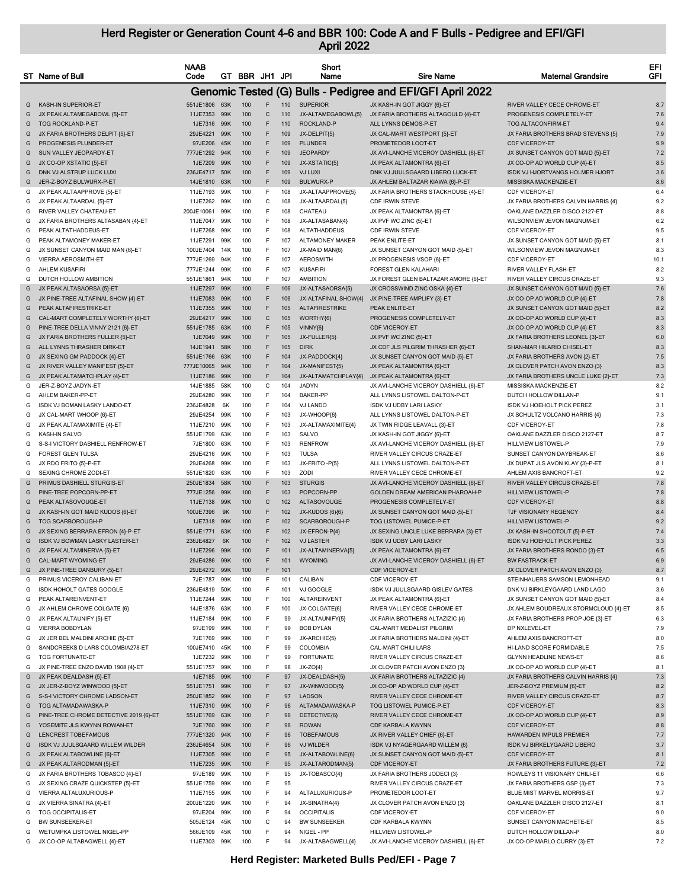# Herd Register or Generation Count 4-6 and BBR 100: Code A and F Bulls - Pedigree and EFI/GFI

## April 2022

| ST | Name of Bull | NAAB Code | GT | BBR | JH1 | JPI | Short Name | Sire Name | Maternal Grandsire | EFI GFI |
|---|---|---|---|---|---|---|---|---|---|---|

### Genomic Tested (G) Bulls - Pedigree and EFI/GFI April 2022

| ST | Name of Bull | NAAB Code | GT | BBR | JH1 | JPI | Short Name | Sire Name | Maternal Grandsire | EFI GFI |
|---|---|---|---|---|---|---|---|---|---|---|
| G | KASH-IN SUPERIOR-ET | 551JE1806 | 63K | 100 | F | 110 | SUPERIOR | JX KASH-IN GOT JIGGY {6}-ET | RIVER VALLEY CECE CHROME-ET | 8.7 |
| G | JX PEAK ALTAMEGABOWL {5}-ET | 11JE7353 | 99K | 100 | C | 110 | JX-ALTAMEGABOWL{5} | JX FARIA BROTHERS ALTAGOULD {4}-ET | PROGENESIS COMPLETELY-ET | 7.6 |
| G | TOG ROCKLAND-P-ET | 1JE7316 | 99K | 100 | F | 110 | ROCKLAND-P | ALL LYNNS DEMOS-P-ET | TOG ALTACONFIRM-ET | 9.4 |
| G | JX FARIA BROTHERS DELPIT {5}-ET | 29JE4221 | 99K | 100 | F | 109 | JX-DELPIT{5} | JX CAL-MART WESTPORT {5}-ET | JX FARIA BROTHERS BRAD STEVENS {5} | 7.9 |
| G | PROGENESIS PLUNDER-ET | 97JE206 | 45K | 100 | F | 109 | PLUNDER | PROMETEDOR LOOT-ET | CDF VICEROY-ET | 9.9 |
| G | SUN VALLEY JEOPARDY-ET | 777JE1292 | 94K | 100 | F | 109 | JEOPARDY | JX AVI-LANCHE VICEROY DASHIELL {6}-ET | JX SUNSET CANYON GOT MAID {5}-ET | 7.2 |
| G | JX CO-OP XSTATIC {5}-ET | 1JE7209 | 99K | 100 | F | 109 | JX-XSTATIC{5} | JX PEAK ALTAMONTRA {6}-ET | JX CO-OP AD WORLD CUP {4}-ET | 8.5 |
| G | DNK VJ ALSTRUP LUCK LUXI | 236JE4717 | 50K | 100 | F | 109 | VJ LUXI | DNK VJ JUULSGAARD LIBERO LUCK-ET | ISDK VJ HJORTVANGS HOLMER HJORT | 3.6 |
| G | JER-Z-BOYZ BULWURX-P-ET | 14JE1810 | 63K | 100 | F | 109 | BULWURX-P | JX AHLEM BALTAZAR KIAWA {6}-P-ET | MISSISKA MACKENZIE-ET | 8.6 |
| G | JX PEAK ALTAAPPROVE {5}-ET | 11JE7193 | 99K | 100 | F | 108 | JX-ALTAAPPROVE{5} | JX FARIA BROTHERS STACKHOUSE {4}-ET | CDF VICEROY-ET | 6.4 |
| G | JX PEAK ALTAARDAL {5}-ET | 11JE7262 | 99K | 100 | C | 108 | JX-ALTAARDAL{5} | CDF IRWIN STEVE | JX FARIA BROTHERS CALVIN HARRIS {4} | 9.2 |
| G | RIVER VALLEY CHATEAU-ET | 200JE10061 | 99K | 100 | F | 108 | CHATEAU | JX PEAK ALTAMONTRA {6}-ET | OAKLANE DAZZLER DISCO 2127-ET | 8.8 |
| G | JX FARIA BROTHERS ALTASABAN {4}-ET | 11JE7047 | 99K | 100 | F | 108 | JX-ALTASABAN{4} | JX PVF WC ZINC {5}-ET | WILSONVIEW JEVON MAGNUM-ET | 6.2 |
| G | PEAK ALTATHADDEUS-ET | 11JE7268 | 99K | 100 | F | 108 | ALTATHADDEUS | CDF IRWIN STEVE | CDF VICEROY-ET | 9.5 |
| G | PEAK ALTAMONEY MAKER-ET | 11JE7291 | 99K | 100 | F | 107 | ALTAMONEY MAKER | PEAK ENLITE-ET | JX SUNSET CANYON GOT MAID {5}-ET | 8.1 |
| G | JX SUNSET CANYON MAID MAN {6}-ET | 100JE7404 | 14K | 100 | F | 107 | JX-MAID MAN{6} | JX SUNSET CANYON GOT MAID {5}-ET | WILSONVIEW JEVON MAGNUM-ET | 8.3 |
| G | VIERRA AEROSMITH-ET | 777JE1269 | 94K | 100 | F | 107 | AEROSMITH | JX PROGENESIS VSOP {6}-ET | CDF VICEROY-ET | 10.1 |
| G | AHLEM KUSAFIRI | 777JE1244 | 99K | 100 | F | 107 | KUSAFIRI | FOREST GLEN KALAHARI | RIVER VALLEY FLASH-ET | 8.2 |
| G | DUTCH HOLLOW AMBITION | 551JE1861 | 94K | 100 | F | 107 | AMBITION | JX FOREST GLEN BALTAZAR AMORE {6}-ET | RIVER VALLEY CIRCUS CRAZE-ET | 9.3 |
| G | JX PEAK ALTASAORSA {5}-ET | 11JE7297 | 99K | 100 | F | 106 | JX-ALTASAORSA{5} | JX CROSSWIND ZINC OSKA {4}-ET | JX SUNSET CANYON GOT MAID {5}-ET | 7.6 |
| G | JX PINE-TREE ALTAFINAL SHOW {4}-ET | 11JE7083 | 99K | 100 | F | 106 | JX-ALTAFINAL SHOW{4} | JX PINE-TREE AMPLIFY {3}-ET | JX CO-OP AD WORLD CUP {4}-ET | 7.8 |
| G | PEAK ALTAFIRESTRIKE-ET | 11JE7355 | 99K | 100 | F | 105 | ALTAFIRESTRIKE | PEAK ENLITE-ET | JX SUNSET CANYON GOT MAID {5}-ET | 8.2 |
| G | CAL-MART COMPLETELY WORTHY {6}-ET | 29JE4217 | 99K | 100 | C | 105 | WORTHY{6} | PROGENESIS COMPLETELY-ET | JX CO-OP AD WORLD CUP {4}-ET | 8.3 |
| G | PINE-TREE DELLA VINNY 2121 {6}-ET | 551JE1785 | 63K | 100 | F | 105 | VINNY{6} | CDF VICEROY-ET | JX CO-OP AD WORLD CUP {4}-ET | 8.3 |
| G | JX FARIA BROTHERS FULLER {5}-ET | 1JE7049 | 99K | 100 | F | 105 | JX-FULLER{5} | JX PVF WC ZINC {5}-ET | JX FARIA BROTHERS LEONEL {3}-ET | 6.0 |
| G | ALL LYNNS THRASHER DIRK-ET | 14JE1941 | 58K | 100 | F | 105 | DIRK | JX CDF JLS PILGRIM THRASHER {6}-ET | SHAN-MAR HILARIO CHISEL-ET | 8.3 |
| G | JX SEXING GM PADDOCK {4}-ET | 551JE1766 | 63K | 100 | F | 104 | JX-PADDOCK{4} | JX SUNSET CANYON GOT MAID {5}-ET | JX FARIA BROTHERS AVON {2}-ET | 7.5 |
| G | JX RIVER VALLEY MANIFEST {5}-ET | 777JE10065 | 94K | 100 | F | 104 | JX-MANIFEST{5} | JX PEAK ALTAMONTRA {6}-ET | JX CLOVER PATCH AVON ENZO {3} | 8.3 |
| G | JX PEAK ALTAMATCHPLAY {4}-ET | 11JE7186 | 99K | 100 | F | 104 | JX-ALTAMATCHPLAY{4} | JX PEAK ALTAMONTRA {6}-ET | JX FARIA BROTHERS UNCLE LUKE {2}-ET | 7.3 |
| G | JER-Z-BOYZ JADYN-ET | 14JE1885 | 58K | 100 | C | 104 | JADYN | JX AVI-LANCHE VICEROY DASHIELL {6}-ET | MISSISKA MACKENZIE-ET | 8.2 |
| G | AHLEM BAKER-PP-ET | 29JE4280 | 99K | 100 | F | 104 | BAKER-PP | ALL LYNNS LISTOWEL DALTON-P-ET | DUTCH HOLLOW DILLAN-P | 9.1 |
| G | ISDK VJ BOMAN LASKY LANDO-ET | 236JE4828 | 6K | 100 | F | 104 | VJ LANDO | ISDK VJ UDBY LARI LASKY | ISDK VJ HOEHOLT PICK PEREZ | 3.1 |
| G | JX CAL-MART WHOOP {6}-ET | 29JE4254 | 99K | 100 | F | 103 | JX-WHOOP{6} | ALL LYNNS LISTOWEL DALTON-P-ET | JX SCHULTZ VOLCANO HARRIS {4} | 7.3 |
| G | JX PEAK ALTAMAXIMITE {4}-ET | 11JE7210 | 99K | 100 | F | 103 | JX-ALTAMAXIMITE{4} | JX TWIN RIDGE LEAVALL {3}-ET | CDF VICEROY-ET | 7.8 |
| G | KASH-IN SALVO | 551JE1799 | 63K | 100 | F | 103 | SALVO | JX KASH-IN GOT JIGGY {6}-ET | OAKLANE DAZZLER DISCO 2127-ET | 8.7 |
| G | S-S-I VICTORY DASHIELL RENFROW-ET | 7JE1800 | 63K | 100 | F | 103 | RENFROW | JX AVI-LANCHE VICEROY DASHIELL {6}-ET | HILLVIEW LISTOWEL-P | 7.9 |
| G | FOREST GLEN TULSA | 29JE4216 | 99K | 100 | F | 103 | TULSA | RIVER VALLEY CIRCUS CRAZE-ET | SUNSET CANYON DAYBREAK-ET | 8.6 |
| G | JX RDO FRITO {5}-P-ET | 29JE4268 | 99K | 100 | F | 103 | JX-FRITO -P{5} | ALL LYNNS LISTOWEL DALTON-P-ET | JX DUPAT JLS AVON KLAY {3}-P-ET | 8.1 |
| G | SEXING CHROME ZODI-ET | 551JE1820 | 63K | 100 | F | 103 | ZODI | RIVER VALLEY CECE CHROME-ET | AHLEM AXIS BANCROFT-ET | 9.2 |
| G | PRIMUS DASHIELL STURGIS-ET | 250JE1834 | 58K | 100 | F | 103 | STURGIS | JX AVI-LANCHE VICEROY DASHIELL {6}-ET | RIVER VALLEY CIRCUS CRAZE-ET | 7.8 |
| G | PINE-TREE POPCORN-PP-ET | 777JE1256 | 99K | 100 | F | 103 | POPCORN-PP | GOLDEN DREAM AMERICAN PHAROAH-P | HILLVIEW LISTOWEL-P | 7.8 |
| G | PEAK ALTASOVOUGE-ET | 11JE7138 | 99K | 100 | C | 102 | ALTASOVOUGE | PROGENESIS COMPLETELY-ET | CDF VICEROY-ET | 8.8 |
| G | JX KASH-IN GOT MAID KUDOS {6}-ET | 100JE7396 | 9K | 100 | F | 102 | JX-KUDOS {6}{6} | JX SUNSET CANYON GOT MAID {5}-ET | TJF VISIONARY REGENCY | 8.4 |
| G | TOG SCARBOROUGH-P | 1JE7318 | 99K | 100 | F | 102 | SCARBOROUGH-P | TOG LISTOWEL PUMICE-P-ET | HILLVIEW LISTOWEL-P | 9.2 |
| G | JX SEXING BERRARA EFRON {4}-P-ET | 551JE1771 | 63K | 100 | F | 102 | JX-EFRON-P{4} | JX SEXING UNCLE LUKE BERRARA {3}-ET | JX KASH-IN SHOOTOUT {5}-P-ET | 7.4 |
| G | ISDK VJ BOWMAN LASKY LASTER-ET | 236JE4827 | 6K | 100 | F | 102 | VJ LASTER | ISDK VJ UDBY LARI LASKY | ISDK VJ HOEHOLT PICK PEREZ | 3.3 |
| G | JX PEAK ALTAMINERVA {5}-ET | 11JE7296 | 99K | 100 | F | 101 | JX-ALTAMINERVA{5} | JX PEAK ALTAMONTRA {6}-ET | JX FARIA BROTHERS RONDO {3}-ET | 6.5 |
| G | CAL-MART WYOMING-ET | 29JE4286 | 99K | 100 | F | 101 | WYOMING | JX AVI-LANCHE VICEROY DASHIELL {6}-ET | BW FASTRACK-ET | 6.9 |
| G | JX PINE-TREE DANBURY {5}-ET | 29JE4272 | 99K | 100 | F | 101 | | CDF VICEROY-ET | JX CLOVER PATCH AVON ENZO {3} | 8.7 |
| G | PRIMUS VICEROY CALIBAN-ET | 7JE1787 | 99K | 100 | F | 101 | CALIBAN | CDF VICEROY-ET | STEINHAUERS SAMSON LEMONHEAD | 9.1 |
| G | ISDK HOHOLT GATES GOOGLE | 236JE4819 | 50K | 100 | F | 101 | VJ GOOGLE | ISDK VJ JUULSGAARD GISLEV GATES | DNK VJ BIRKLEYGAARD LAND LAGO | 3.6 |
| G | PEAK ALTAREINVENT-ET | 11JE7244 | 99K | 100 | F | 100 | ALTAREINVENT | JX PEAK ALTAMONTRA {6}-ET | JX SUNSET CANYON GOT MAID {5}-ET | 8.4 |
| G | JX AHLEM CHROME COLGATE {6} | 14JE1876 | 63K | 100 | F | 100 | JX-COLGATE{6} | RIVER VALLEY CECE CHROME-ET | JX AHLEM BOUDREAUX STORMCLOUD {4}-ET | 8.5 |
| G | JX PEAK ALTAUNIFY {5}-ET | 11JE7184 | 99K | 100 | F | 99 | JX-ALTAUNIFY{5} | JX FARIA BROTHERS ALTAZIZIC {4} | JX FARIA BROTHERS PROP JOE {3}-ET | 6.3 |
| G | VIERRA BOBDYLAN | 97JE199 | 99K | 100 | F | 99 | BOB DYLAN | CAL-MART MEDALIST PILGRIM | DP NXLEVEL-ET | 7.9 |
| G | JX JER BEL MALDINI ARCHIE {5}-ET | 7JE1769 | 99K | 100 | F | 99 | JX-ARCHIE{5} | JX FARIA BROTHERS MALDINI {4}-ET | AHLEM AXIS BANCROFT-ET | 8.0 |
| G | SANDCREEKS D LARS COLOMBIA278-ET | 100JE7410 | 45K | 100 | F | 99 | COLOMBIA | CAL-MART CHILI LARS | HI-LAND SCORE FORMIDABLE | 7.5 |
| G | TOG FORTUNATE-ET | 1JE7232 | 99K | 100 | F | 99 | FORTUNATE | RIVER VALLEY CIRCUS CRAZE-ET | GLYNN HEADLINE NEWS-ET | 8.6 |
| G | JX PINE-TREE ENZO DAVID 1908 {4}-ET | 551JE1757 | 99K | 100 | F | 98 | JX-ZO{4} | JX CLOVER PATCH AVON ENZO {3} | JX CO-OP AD WORLD CUP {4}-ET | 8.1 |
| G | JX PEAK DEALDASH {5}-ET | 1JE7185 | 99K | 100 | F | 97 | JX-DEALDASH{5} | JX FARIA BROTHERS ALTAZIZIC {4} | JX FARIA BROTHERS CALVIN HARRIS {4} | 7.3 |
| G | JX JER-Z-BOYZ WINWOOD {5}-ET | 551JE1751 | 99K | 100 | F | 97 | JX-WINWOOD{5} | JX CO-OP AD WORLD CUP {4}-ET | JER-Z-BOYZ PREMIUM {6}-ET | 8.2 |
| G | S-S-I VICTORY CHROME LADSON-ET | 250JE1852 | 99K | 100 | F | 97 | LADSON | RIVER VALLEY CECE CHROME-ET | RIVER VALLEY CIRCUS CRAZE-ET | 8.7 |
| G | TOG ALTAMADAWASKA-P | 11JE7310 | 99K | 100 | F | 96 | ALTAMADAWASKA-P | TOG LISTOWEL PUMICE-P-ET | CDF VICEROY-ET | 8.3 |
| G | PINE-TREE CHROME DETECTIVE 2019 {6}-ET | 551JE1769 | 63K | 100 | F | 96 | DETECTIVE{6} | RIVER VALLEY CECE CHROME-ET | JX CO-OP AD WORLD CUP {4}-ET | 8.9 |
| G | YOSEMITE JLS KWYNN ROWAN-ET | 7JE1760 | 99K | 100 | F | 96 | ROWAN | CDF KARBALA KWYNN | CDF VICEROY-ET | 8.8 |
| G | LENCREST TOBEFAMOUS | 777JE1320 | 94K | 100 | F | 96 | TOBEFAMOUS | JX RIVER VALLEY CHIEF {6}-ET | HAWARDEN IMPULS PREMIER | 7.7 |
| G | ISDK VJ JUULSGAARD WILLEM WILDER | 236JE4654 | 50K | 100 | F | 96 | VJ WILDER | ISDK VJ NYAGERGAARD WILLEM {6} | ISDK VJ BIRKELYGAARD LIBERO | 3.7 |
| G | JX PEAK ALTABOWLINE {6}-ET | 11JE7305 | 99K | 100 | F | 95 | JX-ALTABOWLINE{6} | JX SUNSET CANYON GOT MAID {5}-ET | CDF VICEROY-ET | 8.1 |
| G | JX PEAK ALTARODMAN {5}-ET | 11JE7235 | 99K | 100 | F | 95 | JX-ALTARODMAN{5} | CDF VICEROY-ET | JX FARIA BROTHERS FUTURE {3}-ET | 7.2 |
| G | JX FARIA BROTHERS TOBASCO {4}-ET | 97JE189 | 99K | 100 | F | 95 | JX-TOBASCO{4} | JX FARIA BROTHERS JODECI {3} | ROWLEYS 11 VISIONARY CHILI-ET | 6.6 |
| G | JX SEXING CRAZE QUICKSTEP {5}-ET | 551JE1759 | 99K | 100 | F | 95 | | RIVER VALLEY CIRCUS CRAZE-ET | JX FARIA BROTHERS GSP {3}-ET | 7.3 |
| G | VIERRA ALTALUXURIOUS-P | 11JE7155 | 99K | 100 | F | 94 | ALTALUXURIOUS-P | PROMETEDOR LOOT-ET | BLUE MIST MARVEL MORRIS-ET | 9.7 |
| G | JX VIERRA SINATRA {4}-ET | 200JE1220 | 99K | 100 | F | 94 | JX-SINATRA{4} | JX CLOVER PATCH AVON ENZO {3} | OAKLANE DAZZLER DISCO 2127-ET | 8.1 |
| G | TOG OCCIPITALIS-ET | 97JE204 | 99K | 100 | F | 94 | OCCIPITALIS | CDF VICEROY-ET | CDF VICEROY-ET | 9.0 |
| G | BW SUNSEEKER-ET | 505JE124 | 45K | 100 | C | 94 | BW SUNSEEKER | CDF KARBALA KWYNN | SUNSET CANYON MACHETE-ET | 8.5 |
| G | WETUMPKA LISTOWEL NIGEL-PP | 566JE109 | 45K | 100 | F | 94 | NIGEL - PP | HILLVIEW LISTOWEL-P | DUTCH HOLLOW DILLAN-P | 8.0 |
| G | JX CO-OP ALTABAGWELL {4}-ET | 11JE7303 | 99K | 100 | F | 94 | JX-ALTABAGWELL{4} | JX AVI-LANCHE VICEROY DASHIELL {6}-ET | JX CO-OP MARLO CURRY {3}-ET | 7.2 |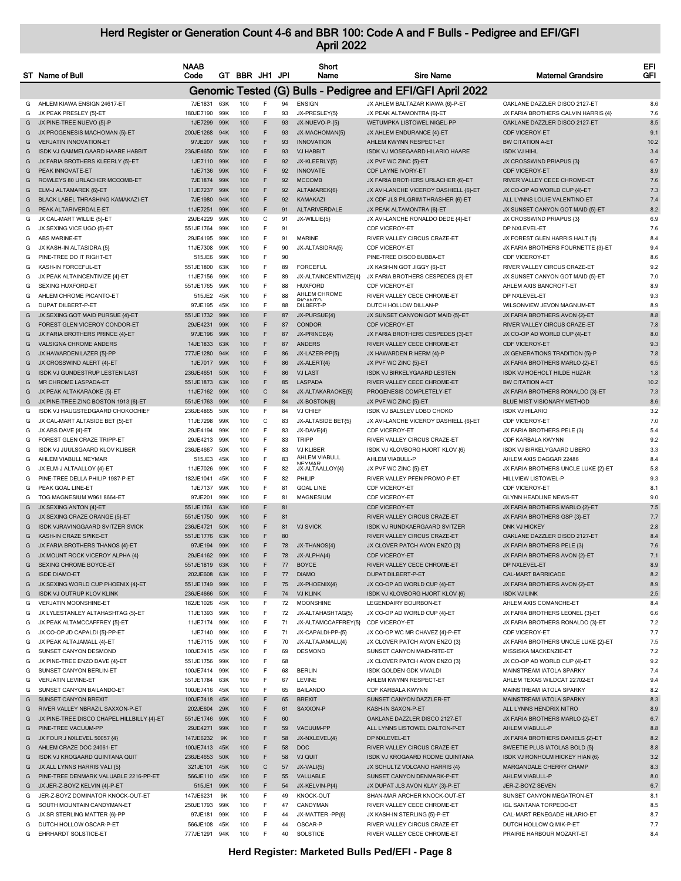# Herd Register or Generation Count 4-6 and BBR 100: Code A and F Bulls - Pedigree and EFI/GFI

## April 2022

| ST | Name of Bull | NAAB Code | GT | BBR | JH1 | JPI | Short Name | Sire Name | Maternal Grandsire | EFI GFI |
|---|---|---|---|---|---|---|---|---|---|---|
| | **Genomic Tested (G) Bulls - Pedigree and EFI/GFI April 2022** | | | | | | | | | |
| G | AHLEM KIAWA ENSIGN 24617-ET | 7JE1831 | 63K | 100 | F | 94 | ENSIGN | JX AHLEM BALTAZAR KIAWA {6}-P-ET | OAKLANE DAZZLER DISCO 2127-ET | 8.6 |
| G | JX PEAK PRESLEY {5}-ET | 180JE7190 | 99K | 100 | F | 93 | JX-PRESLEY{5} | JX PEAK ALTAMONTRA {6}-ET | JX FARIA BROTHERS CALVIN HARRIS {4} | 7.6 |
| G | JX PINE-TREE NUEVO {5}-P | 1JE7299 | 99K | 100 | F | 93 | JX-NUEVO-P-{5} | WETUMPKA LISTOWEL NIGEL-PP | OAKLANE DAZZLER DISCO 2127-ET | 8.5 |
| G | JX PROGENESIS MACHOMAN {5}-ET | 200JE1268 | 94K | 100 | F | 93 | JX-MACHOMAN{5} | JX AHLEM ENDURANCE {4}-ET | CDF VICEROY-ET | 9.1 |
| G | VERJATIN INNOVATION-ET | 97JE207 | 99K | 100 | F | 93 | INNOVATION | AHLEM KWYNN RESPECT-ET | BW CITATION A-ET | 10.2 |
| G | ISDK VJ GAMMELGAARD HAARE HABBIT | 236JE4650 | 50K | 100 | F | 93 | VJ HABBIT | ISDK VJ MOSEGAARD HILARIO HAARE | ISDK VJ HIHL | 3.4 |
| G | JX FARIA BROTHERS KLEERLY {5}-ET | 1JE7110 | 99K | 100 | F | 92 | JX-KLEERLY{5} | JX PVF WC ZINC {5}-ET | JX CROSSWIND PRIAPUS {3} | 6.7 |
| G | PEAK INNOVATE-ET | 1JE7136 | 99K | 100 | F | 92 | INNOVATE | CDF LAYNE IVORY-ET | CDF VICEROY-ET | 8.9 |
| G | ROWLEYS 80 URLACHER MCCOMB-ET | 7JE1874 | 99K | 100 | F | 92 | MCCOMB | JX FARIA BROTHERS URLACHER {6}-ET | RIVER VALLEY CECE CHROME-ET | 7.6 |
| G | ELM-J ALTAMAREK {6}-ET | 11JE7237 | 99K | 100 | F | 92 | ALTAMAREK{6} | JX AVI-LANCHE VICEROY DASHIELL {6}-ET | JX CO-OP AD WORLD CUP {4}-ET | 7.3 |
| G | BLACK LABEL THRASHING KAMAKAZI-ET | 7JE1980 | 94K | 100 | F | 92 | KAMAKAZI | JX CDF JLS PILGRIM THRASHER {6}-ET | ALL LYNNS LOUIE VALENTINO-ET | 7.4 |
| G | PEAK ALTARIVERDALE-ET | 11JE7251 | 99K | 100 | F | 91 | ALTARIVERDALE | JX PEAK ALTAMONTRA {6}-ET | JX SUNSET CANYON GOT MAID {5}-ET | 8.2 |
| G | JX CAL-MART WILLIE {5}-ET | 29JE4229 | 99K | 100 | C | 91 | JX-WILLIE{5} | JX AVI-LANCHE RONALDO DEDE {4}-ET | JX CROSSWIND PRIAPUS {3} | 6.9 |
| G | JX SEXING VICE UGO {5}-ET | 551JE1764 | 99K | 100 | F | 91 | | CDF VICEROY-ET | DP NXLEVEL-ET | 7.6 |
| G | ABS MARINE-ET | 29JE4195 | 99K | 100 | F | 91 | MARINE | RIVER VALLEY CIRCUS CRAZE-ET | JX FOREST GLEN HARRIS HALT {5} | 8.4 |
| G | JX KASH-IN ALTASIDRA {5} | 11JE7308 | 99K | 100 | F | 90 | JX-ALTASIDRA{5} | CDF VICEROY-ET | JX FARIA BROTHERS FOURNETTE {3}-ET | 9.4 |
| G | PINE-TREE DO IT RIGHT-ET | 515JE6 | 99K | 100 | F | 90 | | PINE-TREE DISCO BUBBA-ET | CDF VICEROY-ET | 8.6 |
| G | KASH-IN FORCEFUL-ET | 551JE1800 | 63K | 100 | F | 89 | FORCEFUL | JX KASH-IN GOT JIGGY {6}-ET | RIVER VALLEY CIRCUS CRAZE-ET | 9.2 |
| G | JX PEAK ALTAINCENTIVIZE {4}-ET | 11JE7156 | 99K | 100 | F | 89 | JX-ALTAINCENTIVIZE{4} | JX FARIA BROTHERS CESPEDES {3}-ET | JX SUNSET CANYON GOT MAID {5}-ET | 7.0 |
| G | SEXING HUXFORD-ET | 551JE1765 | 99K | 100 | F | 88 | HUXFORD | CDF VICEROY-ET | AHLEM AXIS BANCROFT-ET | 8.9 |
| G | AHLEM CHROME PICANTO-ET | 515JE2 | 45K | 100 | F | 88 | AHLEM CHROME PICANTO | RIVER VALLEY CECE CHROME-ET | DP NXLEVEL-ET | 9.3 |
| G | DUPAT DILBERT-P-ET | 97JE195 | 45K | 100 | F | 88 | DILBERT-P | DUTCH HOLLOW DILLAN-P | WILSONVIEW JEVON MAGNUM-ET | 8.9 |
| G | JX SEXING GOT MAID PURSUE {4}-ET | 551JE1732 | 99K | 100 | F | 87 | JX-PURSUE{4} | JX SUNSET CANYON GOT MAID {5}-ET | JX FARIA BROTHERS AVON {2}-ET | 8.8 |
| G | FOREST GLEN VICEROY CONDOR-ET | 29JE4231 | 99K | 100 | F | 87 | CONDOR | CDF VICEROY-ET | RIVER VALLEY CIRCUS CRAZE-ET | 7.8 |
| G | JX FARIA BROTHERS PRINCE {4}-ET | 97JE196 | 99K | 100 | F | 87 | JX-PRINCE{4} | JX FARIA BROTHERS CESPEDES {3}-ET | JX CO-OP AD WORLD CUP {4}-ET | 8.0 |
| G | VALSIGNA CHROME ANDERS | 14JE1833 | 63K | 100 | F | 87 | ANDERS | RIVER VALLEY CECE CHROME-ET | CDF VICEROY-ET | 9.3 |
| G | JX HAWARDEN LAZER {5}-PP | 777JE1280 | 94K | 100 | F | 86 | JX-LAZER-PP{5} | JX HAWARDEN R HERM {4}-P | JX GENERATIONS TRADITION {5}-P | 7.8 |
| G | JX CROSSWIND ALERT {4}-ET | 1JE7017 | 99K | 100 | F | 86 | JX-ALERT{4} | JX PVF WC ZINC {5}-ET | JX FARIA BROTHERS MARLO {2}-ET | 6.5 |
| G | ISDK VJ GUNDESTRUP LESTEN LAST | 236JE4651 | 50K | 100 | F | 86 | VJ LAST | ISDK VJ BIRKELYGAARD LESTEN | ISDK VJ HOEHOLT HILDE HUZAR | 1.8 |
| G | MR CHROME LASPADA-ET | 551JE1873 | 63K | 100 | F | 85 | LASPADA | RIVER VALLEY CECE CHROME-ET | BW CITATION A-ET | 10.2 |
| G | JX PEAK ALTAKARAOKE {5}-ET | 11JE7162 | 99K | 100 | C | 84 | JX-ALTAKARAOKE{5} | PROGENESIS COMPLETELY-ET | JX FARIA BROTHERS RONALDO {3}-ET | 7.3 |
| G | JX PINE-TREE ZINC BOSTON 1913 {6}-ET | 551JE1763 | 99K | 100 | F | 84 | JX-BOSTON{6} | JX PVF WC ZINC {5}-ET | BLUE MIST VISIONARY METHOD | 8.6 |
| G | ISDK VJ HAUGSTEDGAARD CHOKOCHIEF | 236JE4865 | 50K | 100 | F | 84 | VJ CHIEF | ISDK VJ BALSLEV LOBO CHOKO | ISDK VJ HILARIO | 3.2 |
| G | JX CAL-MART ALTASIDE BET {5}-ET | 11JE7298 | 99K | 100 | C | 83 | JX-ALTASIDE BET{5} | JX AVI-LANCHE VICEROY DASHIELL {6}-ET | CDF VICEROY-ET | 7.0 |
| G | JX ABS DAVE {4}-ET | 29JE4194 | 99K | 100 | F | 83 | JX-DAVE{4} | CDF VICEROY-ET | JX FARIA BROTHERS PELE {3} | 5.4 |
| G | FOREST GLEN CRAZE TRIPP-ET | 29JE4213 | 99K | 100 | F | 83 | TRIPP | RIVER VALLEY CIRCUS CRAZE-ET | CDF KARBALA KWYNN | 9.2 |
| G | ISDK VJ JUULSGAARD KLOV KLIBER | 236JE4667 | 50K | 100 | F | 83 | VJ KLIBER | ISDK VJ KLOVBORG HJORT KLOV {6} | ISDK VJ BIRKELYGAARD LIBERO | 3.3 |
| G | AHLEM VIABULL NEYMAR | 515JE3 | 45K | 100 | F | 83 | AHLEM VIABULL NEYMAR | AHLEM VIABULL-P | AHLEM AXIS DAGGAR 22486 | 8.4 |
| G | JX ELM-J ALTAALLOY {4}-ET | 11JE7026 | 99K | 100 | F | 82 | JX-ALTAALLOY{4} | JX PVF WC ZINC {5}-ET | JX FARIA BROTHERS UNCLE LUKE {2}-ET | 5.8 |
| G | PINE-TREE DELLA PHILIP 1987-P-ET | 182JE1041 | 45K | 100 | F | 82 | PHILIP | RIVER VALLEY PFEN PROMO-P-ET | HILLVIEW LISTOWEL-P | 9.3 |
| G | PEAK GOAL LINE-ET | 1JE7137 | 99K | 100 | F | 81 | GOAL LINE | CDF VICEROY-ET | CDF VICEROY-ET | 8.1 |
| G | TOG MAGNESIUM W961 8664-ET | 97JE201 | 99K | 100 | F | 81 | MAGNESIUM | CDF VICEROY-ET | GLYNN HEADLINE NEWS-ET | 9.0 |
| G | JX SEXING ANTON {4}-ET | 551JE1761 | 63K | 100 | F | 81 | | CDF VICEROY-ET | JX FARIA BROTHERS MARLO {2}-ET | 7.5 |
| G | JX SEXING CRAZE ORANGE {5}-ET | 551JE1750 | 99K | 100 | F | 81 | | RIVER VALLEY CIRCUS CRAZE-ET | JX FARIA BROTHERS GSP {3}-ET | 7.7 |
| G | ISDK VJRAVINGGAARD SVITZER SVICK | 236JE4721 | 50K | 100 | F | 81 | VJ SVICK | ISDK VJ RUNDKAERGAARD SVITZER | DNK VJ HICKEY | 2.8 |
| G | KASH-IN CRAZE SPIKE-ET | 551JE1776 | 63K | 100 | F | 80 | | RIVER VALLEY CIRCUS CRAZE-ET | OAKLANE DAZZLER DISCO 2127-ET | 8.4 |
| G | JX FARIA BROTHERS THANOS {4}-ET | 97JE194 | 99K | 100 | F | 78 | JX-THANOS{4} | JX CLOVER PATCH AVON ENZO {3} | JX FARIA BROTHERS PELE {3} | 7.6 |
| G | JX MOUNT ROCK VICEROY ALPHA {4} | 29JE4162 | 99K | 100 | F | 78 | JX-ALPHA{4} | CDF VICEROY-ET | JX FARIA BROTHERS AVON {2}-ET | 7.1 |
| G | SEXING CHROME BOYCE-ET | 551JE1819 | 63K | 100 | F | 77 | BOYCE | RIVER VALLEY CECE CHROME-ET | DP NXLEVEL-ET | 8.9 |
| G | ISDE DIAMO-ET | 202JE608 | 63K | 100 | F | 77 | DIAMO | DUPAT DILBERT-P-ET | CAL-MART BARRICADE | 8.2 |
| G | JX SEXING WORLD CUP PHOENIX {4}-ET | 551JE1749 | 99K | 100 | F | 75 | JX-PHOENIX{4} | JX CO-OP AD WORLD CUP {4}-ET | JX FARIA BROTHERS AVON {2}-ET | 8.9 |
| G | ISDK VJ OUTRUP KLOV KLINK | 236JE4666 | 50K | 100 | F | 74 | VJ KLINK | ISDK VJ KLOVBORG HJORT KLOV {6} | ISDK VJ LINK | 2.5 |
| G | VERJATIN MOONSHINE-ET | 182JE1026 | 45K | 100 | F | 72 | MOONSHINE | LEGENDAIRY BOURBON-ET | AHLEM AXIS COMANCHE-ET | 8.4 |
| G | JX LYLESTANLEY ALTAHASHTAG {5}-ET | 11JE1393 | 99K | 100 | F | 72 | JX-ALTAHASHTAG{5} | JX CO-OP AD WORLD CUP {4}-ET | JX FARIA BROTHERS LEONEL {3}-ET | 6.6 |
| G | JX PEAK ALTAMCCAFFREY {5}-ET | 11JE7174 | 99K | 100 | F | 71 | JX-ALTAMCCAFFREY{5} | CDF VICEROY-ET | JX FARIA BROTHERS RONALDO {3}-ET | 7.2 |
| G | JX CO-OP JD CAPALDI {5}-PP-ET | 1JE7140 | 99K | 100 | F | 71 | JX-CAPALDI-PP-{5} | JX CO-OP WC MR CHAVEZ {4}-P-ET | CDF VICEROY-ET | 7.7 |
| G | JX PEAK ALTAJAMALL {4}-ET | 11JE7115 | 99K | 100 | F | 70 | JX-ALTAJAMALL{4} | JX CLOVER PATCH AVON ENZO {3} | JX FARIA BROTHERS UNCLE LUKE {2}-ET | 7.5 |
| G | SUNSET CANYON DESMOND | 100JE7415 | 45K | 100 | F | 69 | DESMOND | SUNSET CANYON MAID-RITE-ET | MISSISKA MACKENZIE-ET | 7.2 |
| G | JX PINE-TREE ENZO DAVE {4}-ET | 551JE1756 | 99K | 100 | F | 68 | | JX CLOVER PATCH AVON ENZO {3} | JX CO-OP AD WORLD CUP {4}-ET | 9.2 |
| G | SUNSET CANYON BERLIN-ET | 100JE7414 | 99K | 100 | F | 68 | BERLIN | ISDK GOLDEN GDK VIVALDI | MAINSTREAM IATOLA SPARKY | 7.4 |
| G | VERJATIN LEVINE-ET | 551JE1784 | 63K | 100 | F | 67 | LEVINE | AHLEM KWYNN RESPECT-ET | AHLEM TEXAS WILDCAT 22702-ET | 9.4 |
| G | SUNSET CANYON BAILANDO-ET | 100JE7416 | 45K | 100 | F | 65 | BAILANDO | CDF KARBALA KWYNN | MAINSTREAM IATOLA SPARKY | 8.2 |
| G | SUNSET CANYON BREXIT | 100JE7418 | 45K | 100 | F | 65 | BREXIT | SUNSET CANYON DAZZLER-ET | MAINSTREAM IATOLA SPARKY | 8.3 |
| G | RIVER VALLEY NBRAZIL SAXXON-P-ET | 202JE604 | 29K | 100 | F | 61 | SAXXON-P | KASH-IN SAXON-P-ET | ALL LYNNS HENDRIX NITRO | 8.9 |
| G | JX PINE-TREE DISCO CHAPEL HILLBILLY {4}-ET | 551JE1746 | 99K | 100 | F | 60 | | OAKLANE DAZZLER DISCO 2127-ET | JX FARIA BROTHERS MARLO {2}-ET | 6.7 |
| G | PINE-TREE VACUUM-PP | 29JE4271 | 99K | 100 | F | 59 | VACUUM-PP | ALL LYNNS LISTOWEL DALTON-P-ET | AHLEM VIABULL-P | 8.8 |
| G | JX FOUR J NXLEVEL 50057 {4} | 147JE6232 | 9K | 100 | F | 58 | JX-NXLEVEL{4} | DP NXLEVEL-ET | JX FARIA BROTHERS DANIELS {2}-ET | 8.2 |
| G | AHLEM CRAZE DOC 24061-ET | 100JE7413 | 45K | 100 | F | 58 | DOC | RIVER VALLEY CIRCUS CRAZE-ET | SWEETIE PLUS IATOLAS BOLD {5} | 8.8 |
| G | ISDK VJ KROGAARD QUINTANA QUIT | 236JE4653 | 50K | 100 | F | 58 | VJ QUIT | ISDK VJ KROGAARD RODME QUINTANA | ISDK VJ RONHOLM HICKEY HIAN {6} | 3.2 |
| G | JX ALL LYNNS HARRIS VALI {5} | 321JE101 | 45K | 100 | C | 57 | JX-VALI{5} | JX SCHULTZ VOLCANO HARRIS {4} | MARGANDALE CHERRY CHAMP | 8.3 |
| G | PINE-TREE DENMARK VALUABLE 2216-PP-ET | 566JE110 | 45K | 100 | F | 55 | VALUABLE | SUNSET CANYON DENMARK-P-ET | AHLEM VIABULL-P | 8.0 |
| G | JX JER-Z-BOYZ KELVIN {4}-P-ET | 515JE1 | 99K | 100 | F | 54 | JX-KELVIN-P{4} | JX DUPAT JLS AVON KLAY {3}-P-ET | JER-Z-BOYZ SEVEN | 6.7 |
| G | JER-Z-BOYZ DOMINATOR KNOCK-OUT-ET | 147JE6231 | 9K | 100 | F | 49 | KNOCK-OUT | SHAN-MAR ARCHER KNOCK-OUT-ET | SUNSET CANYON MEGATRON-ET | 8.1 |
| G | SOUTH MOUNTAIN CANDYMAN-ET | 250JE1793 | 99K | 100 | F | 47 | CANDYMAN | RIVER VALLEY CECE CHROME-ET | IGL SANTANA TORPEDO-ET | 8.5 |
| G | JX SR STERLING MATTER {6}-PP | 97JE181 | 99K | 100 | F | 44 | JX-MATTER -PP{6} | JX KASH-IN STERLING {5}-P-ET | CAL-MART RENEGADE HILARIO-ET | 8.7 |
| G | DUTCH HOLLOW OSCAR-P-ET | 566JE108 | 45K | 100 | F | 44 | OSCAR-P | RIVER VALLEY CIRCUS CRAZE-ET | DUTCH HOLLOW Q MIK-P-ET | 7.7 |
| G | EHRHARDT SOLSTICE-ET | 777JE1291 | 94K | 100 | F | 40 | SOLSTICE | RIVER VALLEY CECE CHROME-ET | PRAIRIE HARBOUR MOZART-ET | 8.4 |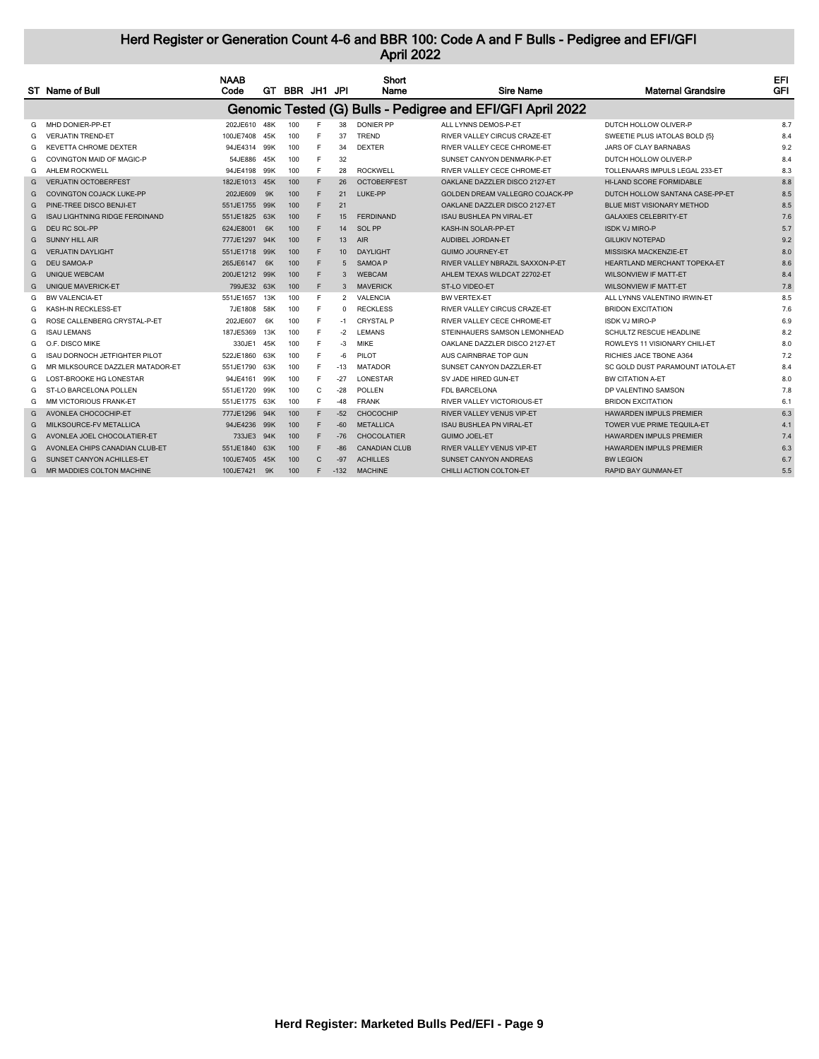# Herd Register or Generation Count 4-6 and BBR 100: Code A and F Bulls - Pedigree and EFI/GFI
## April 2022

| ST | Name of Bull | NAAB Code | GT | BBR | JH1 | JPI | Short Name | Sire Name | Maternal Grandsire | EFI GFI |
|---|---|---|---|---|---|---|---|---|---|---|
| **Genomic Tested (G) Bulls - Pedigree and EFI/GFI April 2022** | | | | | | | | | | |
| G | MHD DONIER-PP-ET | 202JE610 | 48K | 100 | F | 38 | DONIER PP | ALL LYNNS DEMOS-P-ET | DUTCH HOLLOW OLIVER-P | 8.7 |
| G | VERJATIN TREND-ET | 100JE7408 | 45K | 100 | F | 37 | TREND | RIVER VALLEY CIRCUS CRAZE-ET | SWEETIE PLUS IATOLAS BOLD {5} | 8.4 |
| G | KEVETTA CHROME DEXTER | 94JE4314 | 99K | 100 | F | 34 | DEXTER | RIVER VALLEY CECE CHROME-ET | JARS OF CLAY BARNABAS | 9.2 |
| G | COVINGTON MAID OF MAGIC-P | 54JE886 | 45K | 100 | F | 32 | | SUNSET CANYON DENMARK-P-ET | DUTCH HOLLOW OLIVER-P | 8.4 |
| G | AHLEM ROCKWELL | 94JE4198 | 99K | 100 | F | 28 | ROCKWELL | RIVER VALLEY CECE CHROME-ET | TOLLENAARS IMPULS LEGAL 233-ET | 8.3 |
| G | VERJATIN OCTOBERFEST | 182JE1013 | 45K | 100 | F | 26 | OCTOBERFEST | OAKLANE DAZZLER DISCO 2127-ET | HI-LAND SCORE FORMIDABLE | 8.8 |
| G | COVINGTON COJACK LUKE-PP | 202JE609 | 9K | 100 | F | 21 | LUKE-PP | GOLDEN DREAM VALLEGRO COJACK-PP | DUTCH HOLLOW SANTANA CASE-PP-ET | 8.5 |
| G | PINE-TREE DISCO BENJI-ET | 551JE1755 | 99K | 100 | F | 21 | | OAKLANE DAZZLER DISCO 2127-ET | BLUE MIST VISIONARY METHOD | 8.5 |
| G | ISAU LIGHTNING RIDGE FERDINAND | 551JE1825 | 63K | 100 | F | 15 | FERDINAND | ISAU BUSHLEA PN VIRAL-ET | GALAXIES CELEBRITY-ET | 7.6 |
| G | DEU RC SOL-PP | 624JE8001 | 6K | 100 | F | 14 | SOL PP | KASH-IN SOLAR-PP-ET | ISDK VJ MIRO-P | 5.7 |
| G | SUNNY HILL AIR | 777JE1297 | 94K | 100 | F | 13 | AIR | AUDIBEL JORDAN-ET | GILUKIV NOTEPAD | 9.2 |
| G | VERJATIN DAYLIGHT | 551JE1718 | 99K | 100 | F | 10 | DAYLIGHT | GUIMO JOURNEY-ET | MISSISKA MACKENZIE-ET | 8.0 |
| G | DEU SAMOA-P | 265JE6147 | 6K | 100 | F | 5 | SAMOA P | RIVER VALLEY NBRAZIL SAXXON-P-ET | HEARTLAND MERCHANT TOPEKA-ET | 8.6 |
| G | UNIQUE WEBCAM | 200JE1212 | 99K | 100 | F | 3 | WEBCAM | AHLEM TEXAS WILDCAT 22702-ET | WILSONVIEW IF MATT-ET | 8.4 |
| G | UNIQUE MAVERICK-ET | 799JE32 | 63K | 100 | F | 3 | MAVERICK | ST-LO VIDEO-ET | WILSONVIEW IF MATT-ET | 7.8 |
| G | BW VALENCIA-ET | 551JE1657 | 13K | 100 | F | 2 | VALENCIA | BW VERTEX-ET | ALL LYNNS VALENTINO IRWIN-ET | 8.5 |
| G | KASH-IN RECKLESS-ET | 7JE1808 | 58K | 100 | F | 0 | RECKLESS | RIVER VALLEY CIRCUS CRAZE-ET | BRIDON EXCITATION | 7.6 |
| G | ROSE CALLENBERG CRYSTAL-P-ET | 202JE607 | 6K | 100 | F | -1 | CRYSTAL P | RIVER VALLEY CECE CHROME-ET | ISDK VJ MIRO-P | 6.9 |
| G | ISAU LEMANS | 187JE5369 | 13K | 100 | F | -2 | LEMANS | STEINHAUERS SAMSON LEMONHEAD | SCHULTZ RESCUE HEADLINE | 8.2 |
| G | O.F. DISCO MIKE | 330JE1 | 45K | 100 | F | -3 | MIKE | OAKLANE DAZZLER DISCO 2127-ET | ROWLEYS 11 VISIONARY CHILI-ET | 8.0 |
| G | ISAU DORNOCH JETFIGHTER PILOT | 522JE1860 | 63K | 100 | F | -6 | PILOT | AUS CAIRNBRAE TOP GUN | RICHIES JACE TBONE A364 | 7.2 |
| G | MR MILKSOURCE DAZZLER MATADOR-ET | 551JE1790 | 63K | 100 | F | -13 | MATADOR | SUNSET CANYON DAZZLER-ET | SC GOLD DUST PARAMOUNT IATOLA-ET | 8.4 |
| G | LOST-BROOKE HG LONESTAR | 94JE4161 | 99K | 100 | F | -27 | LONESTAR | SV JADE HIRED GUN-ET | BW CITATION A-ET | 8.0 |
| G | ST-LO BARCELONA POLLEN | 551JE1720 | 99K | 100 | C | -28 | POLLEN | FDL BARCELONA | DP VALENTINO SAMSON | 7.8 |
| G | MM VICTORIOUS FRANK-ET | 551JE1775 | 63K | 100 | F | -48 | FRANK | RIVER VALLEY VICTORIOUS-ET | BRIDON EXCITATION | 6.1 |
| G | AVONLEA CHOCOCHIP-ET | 777JE1296 | 94K | 100 | F | -52 | CHOCOCHIP | RIVER VALLEY VENUS VIP-ET | HAWARDEN IMPULS PREMIER | 6.3 |
| G | MILKSOURCE-FV METALLICA | 94JE4236 | 99K | 100 | F | -60 | METALLICA | ISAU BUSHLEA PN VIRAL-ET | TOWER VUE PRIME TEQUILA-ET | 4.1 |
| G | AVONLEA JOEL CHOCOLATIER-ET | 733JE3 | 94K | 100 | F | -76 | CHOCOLATIER | GUIMO JOEL-ET | HAWARDEN IMPULS PREMIER | 7.4 |
| G | AVONLEA CHIPS CANADIAN CLUB-ET | 551JE1840 | 63K | 100 | F | -86 | CANADIAN CLUB | RIVER VALLEY VENUS VIP-ET | HAWARDEN IMPULS PREMIER | 6.3 |
| G | SUNSET CANYON ACHILLES-ET | 100JE7405 | 45K | 100 | C | -97 | ACHILLES | SUNSET CANYON ANDREAS | BW LEGION | 6.7 |
| G | MR MADDIES COLTON MACHINE | 100JE7421 | 9K | 100 | F | -132 | MACHINE | CHILLI ACTION COLTON-ET | RAPID BAY GUNMAN-ET | 5.5 |

Herd Register: Marketed Bulls Ped/EFI